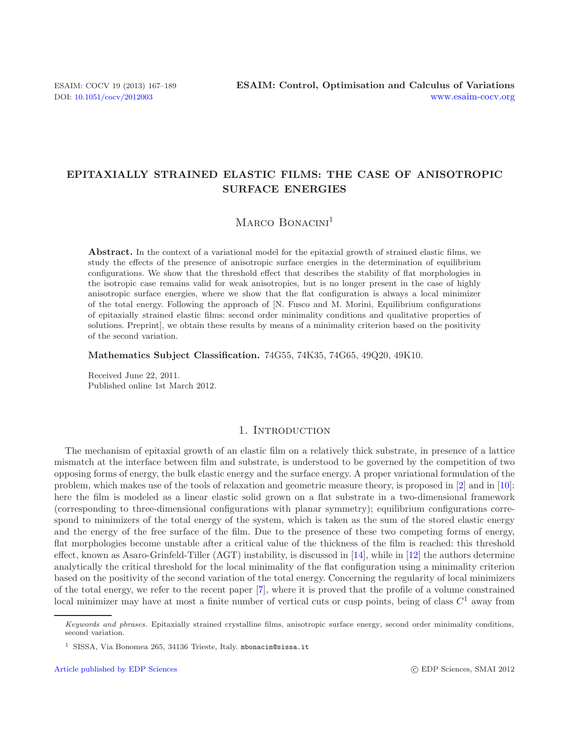# EPITAXIALLY STRAINED ELASTIC FILMS: THE CASE OF ANISOTROPIC SURFACE ENERGIES

Marco Bonacini[1]

**Abstract.** In the context of a variational model for the epitaxial growth of strained elastic films, we study the effects of the presence of anisotropic surface energies in the determination of equilibrium configurations. We show that the threshold effect that describes the stability of flat morphologies in the isotropic case remains valid for weak anisotropies, but is no longer present in the case of highly anisotropic surface energies, where we show that the flat configuration is always a local minimizer of the total energy. Following the approach of [N. Fusco and M. Morini, Equilibrium configurations of epitaxially strained elastic films: second order minimality conditions and qualitative properties of solutions. Preprint], we obtain these results by means of a minimality criterion based on the positivity of the second variation.

**Mathematics Subject Classification.** 74G55, 74K35, 74G65, 49Q20, 49K10.

Received June 22, 2011.
Published online 1st March 2012.

## 1. Introduction

The mechanism of epitaxial growth of an elastic film on a relatively thick substrate, in presence of a lattice mismatch at the interface between film and substrate, is understood to be governed by the competition of two opposing forms of energy, the bulk elastic energy and the surface energy. A proper variational formulation of the problem, which makes use of the tools of relaxation and geometric measure theory, is proposed in [2] and in [10]: here the film is modeled as a linear elastic solid grown on a flat substrate in a two-dimensional framework (corresponding to three-dimensional configurations with planar symmetry); equilibrium configurations correspond to minimizers of the total energy of the system, which is taken as the sum of the stored elastic energy and the energy of the free surface of the film. Due to the presence of these two competing forms of energy, flat morphologies become unstable after a critical value of the thickness of the film is reached: this threshold effect, known as Asaro-Grinfeld-Tiller (AGT) instability, is discussed in [14], while in [12] the authors determine analytically the critical threshold for the local minimality of the flat configuration using a minimality criterion based on the positivity of the second variation of the total energy. Concerning the regularity of local minimizers of the total energy, we refer to the recent paper [7], where it is proved that the profile of a volume constrained local minimizer may have at most a finite number of vertical cuts or cusp points, being of class $C^1$ away from

*Keywords and phrases.* Epitaxially strained crystalline films, anisotropic surface energy, second order minimality conditions, second variation.

[1] SISSA, Via Bonomea 265, 34136 Trieste, Italy. mbonacin@sissa.it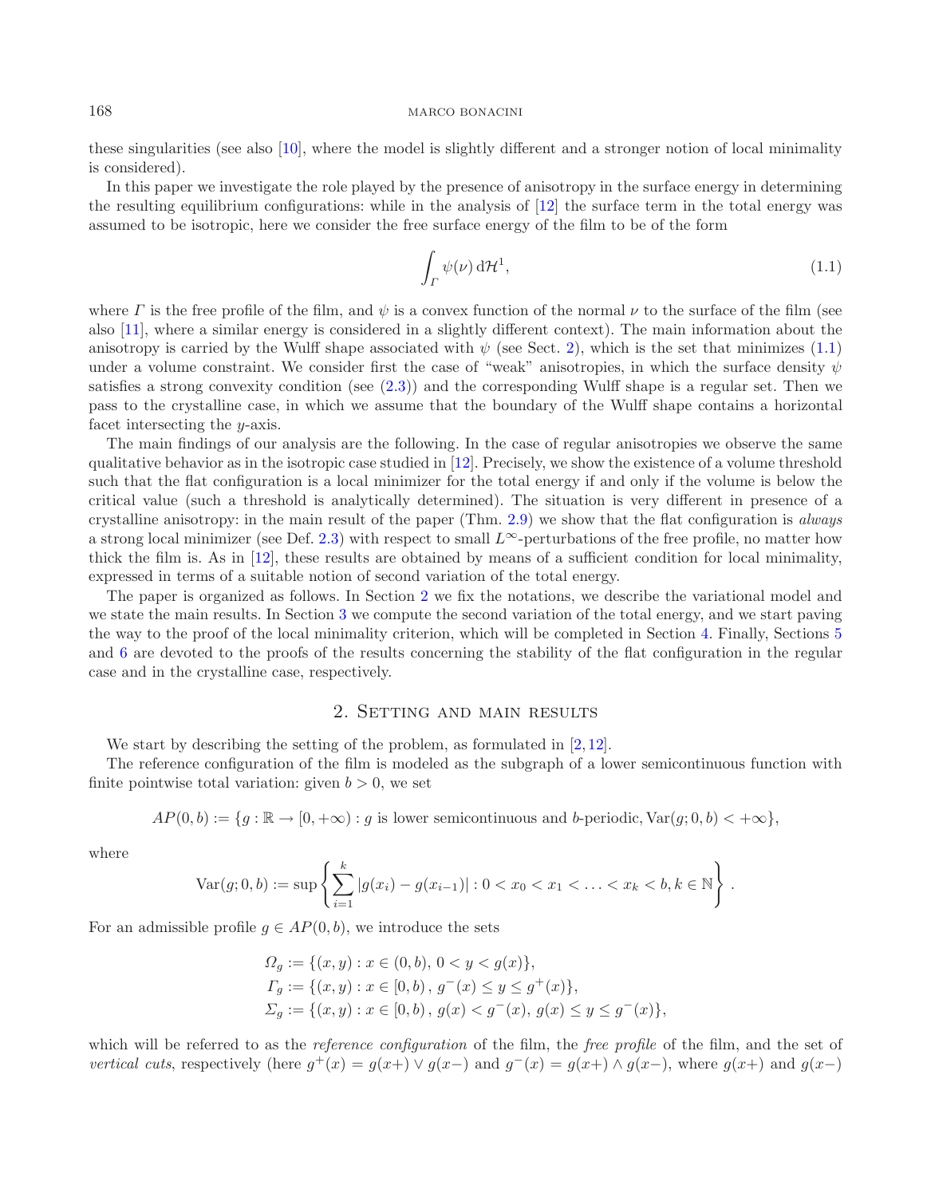these singularities (see also [10], where the model is slightly different and a stronger notion of local minimality is considered).

In this paper we investigate the role played by the presence of anisotropy in the surface energy in determining the resulting equilibrium configurations: while in the analysis of [12] the surface term in the total energy was assumed to be isotropic, here we consider the free surface energy of the film to be of the form

$$\int_{\Gamma} \psi(\nu)\,\mathrm{d}\mathcal{H}^1, \tag{1.1}$$

where $\Gamma$ is the free profile of the film, and $\psi$ is a convex function of the normal $\nu$ to the surface of the film (see also [11], where a similar energy is considered in a slightly different context). The main information about the anisotropy is carried by the Wulff shape associated with $\psi$ (see Sect. 2), which is the set that minimizes (1.1) under a volume constraint. We consider first the case of "weak" anisotropies, in which the surface density $\psi$ satisfies a strong convexity condition (see (2.3)) and the corresponding Wulff shape is a regular set. Then we pass to the crystalline case, in which we assume that the boundary of the Wulff shape contains a horizontal facet intersecting the $y$-axis.

The main findings of our analysis are the following. In the case of regular anisotropies we observe the same qualitative behavior as in the isotropic case studied in [12]. Precisely, we show the existence of a volume threshold such that the flat configuration is a local minimizer for the total energy if and only if the volume is below the critical value (such a threshold is analytically determined). The situation is very different in presence of a crystalline anisotropy: in the main result of the paper (Thm. 2.9) we show that the flat configuration is *always* a strong local minimizer (see Def. 2.3) with respect to small $L^\infty$-perturbations of the free profile, no matter how thick the film is. As in [12], these results are obtained by means of a sufficient condition for local minimality, expressed in terms of a suitable notion of second variation of the total energy.

The paper is organized as follows. In Section 2 we fix the notations, we describe the variational model and we state the main results. In Section 3 we compute the second variation of the total energy, and we start paving the way to the proof of the local minimality criterion, which will be completed in Section 4. Finally, Sections 5 and 6 are devoted to the proofs of the results concerning the stability of the flat configuration in the regular case and in the crystalline case, respectively.

## 2. Setting and main results

We start by describing the setting of the problem, as formulated in [2,12].

The reference configuration of the film is modeled as the subgraph of a lower semicontinuous function with finite pointwise total variation: given $b > 0$, we set

$$AP(0,b) := \{g : \mathbb{R} \to [0,+\infty) : g \text{ is lower semicontinuous and } b\text{-periodic}, \mathrm{Var}(g;0,b) < +\infty\},$$

where

$$\mathrm{Var}(g;0,b) := \sup\left\{ \sum_{i=1}^{k} |g(x_i) - g(x_{i-1})| : 0 < x_0 < x_1 < \ldots < x_k < b, k \in \mathbb{N} \right\}.$$

For an admissible profile $g \in AP(0,b)$, we introduce the sets

$$\begin{aligned}
\Omega_g &:= \{(x,y) : x \in (0,b),\, 0 < y < g(x)\},\\
\Gamma_g &:= \{(x,y) : x \in [0,b)\,,\, g^-(x) \le y \le g^+(x)\},\\
\Sigma_g &:= \{(x,y) : x \in [0,b)\,,\, g(x) < g^-(x),\, g(x) \le y \le g^-(x)\},
\end{aligned}$$

which will be referred to as the *reference configuration* of the film, the *free profile* of the film, and the set of *vertical cuts*, respectively (here $g^+(x) = g(x+) \vee g(x-)$ and $g^-(x) = g(x+) \wedge g(x-)$, where $g(x+)$ and $g(x-)$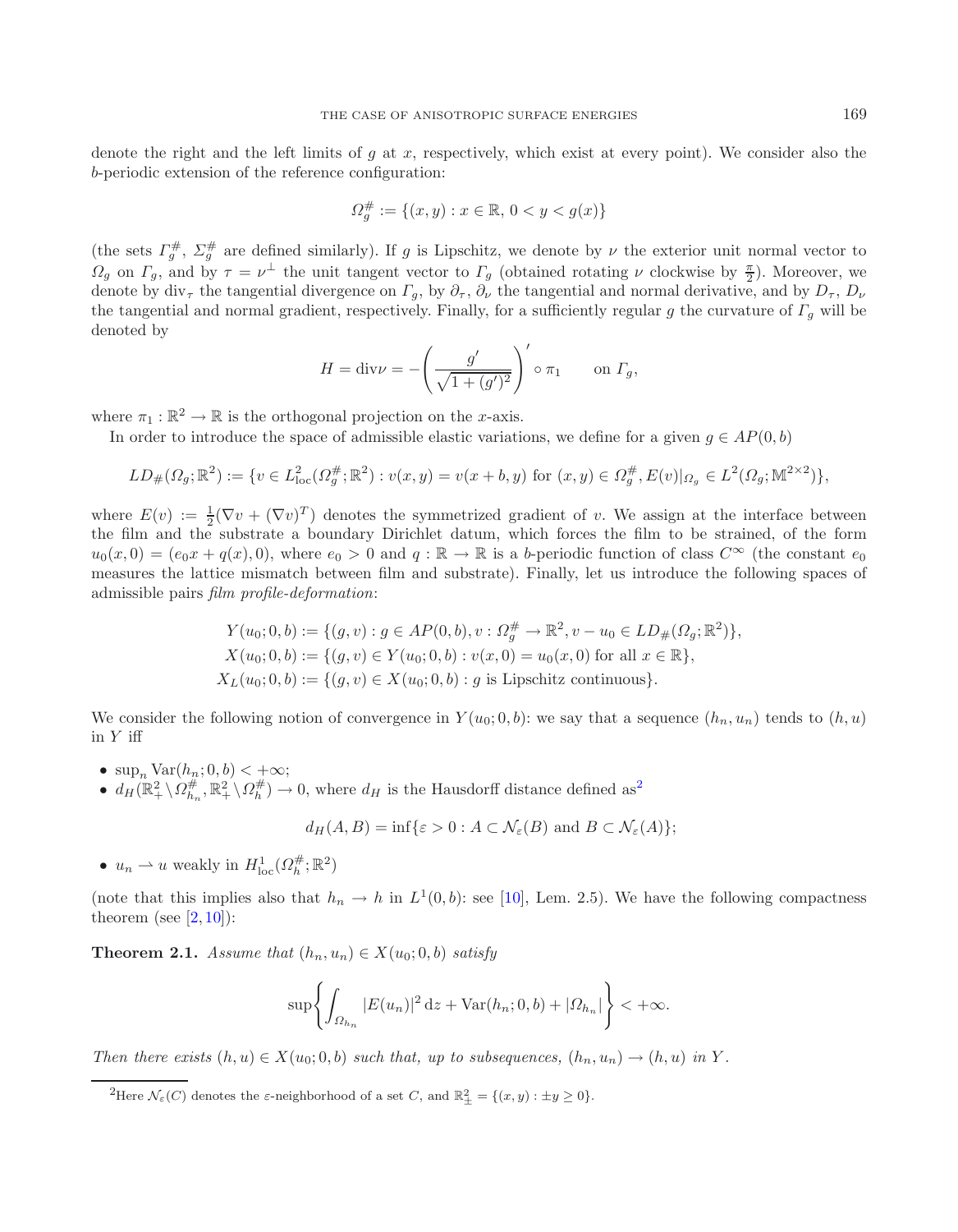denote the right and the left limits of $g$ at $x$, respectively, which exist at every point). We consider also the $b$-periodic extension of the reference configuration:

$$\Omega_g^\# := \{(x,y) : x \in \mathbb{R},\, 0 < y < g(x)\}$$

(the sets $\Gamma_g^\#$, $\Sigma_g^\#$ are defined similarly). If $g$ is Lipschitz, we denote by $\nu$ the exterior unit normal vector to $\Omega_g$ on $\Gamma_g$, and by $\tau = \nu^\perp$ the unit tangent vector to $\Gamma_g$ (obtained rotating $\nu$ clockwise by $\frac{\pi}{2}$). Moreover, we denote by $\mathrm{div}_\tau$ the tangential divergence on $\Gamma_g$, by $\partial_\tau$, $\partial_\nu$ the tangential and normal derivative, and by $D_\tau$, $D_\nu$ the tangential and normal gradient, respectively. Finally, for a sufficiently regular $g$ the curvature of $\Gamma_g$ will be denoted by

$$H = \mathrm{div}\nu = -\left(\frac{g'}{\sqrt{1+(g')^2}}\right)' \circ \pi_1 \qquad \text{on } \Gamma_g,$$

where $\pi_1 : \mathbb{R}^2 \to \mathbb{R}$ is the orthogonal projection on the $x$-axis.

In order to introduce the space of admissible elastic variations, we define for a given $g \in AP(0,b)$

$$LD_\#(\Omega_g;\mathbb{R}^2) := \{v \in L^2_{\mathrm{loc}}(\Omega_g^\#;\mathbb{R}^2) : v(x,y) = v(x+b,y) \text{ for } (x,y) \in \Omega_g^\#, E(v)|_{\Omega_g} \in L^2(\Omega_g;\mathbb{M}^{2\times 2})\},$$

where $E(v) := \frac{1}{2}(\nabla v + (\nabla v)^T)$ denotes the symmetrized gradient of $v$. We assign at the interface between the film and the substrate a boundary Dirichlet datum, which forces the film to be strained, of the form $u_0(x,0) = (e_0 x + q(x), 0)$, where $e_0 > 0$ and $q : \mathbb{R} \to \mathbb{R}$ is a $b$-periodic function of class $C^\infty$ (the constant $e_0$ measures the lattice mismatch between film and substrate). Finally, let us introduce the following spaces of admissible pairs *film profile-deformation*:

$$\begin{aligned}
Y(u_0;0,b) &:= \{(g,v) : g \in AP(0,b), v : \Omega_g^\# \to \mathbb{R}^2, v - u_0 \in LD_\#(\Omega_g;\mathbb{R}^2)\},\\
X(u_0;0,b) &:= \{(g,v) \in Y(u_0;0,b) : v(x,0) = u_0(x,0) \text{ for all } x \in \mathbb{R}\},\\
X_L(u_0;0,b) &:= \{(g,v) \in X(u_0;0,b) : g \text{ is Lipschitz continuous}\}.
\end{aligned}$$

We consider the following notion of convergence in $Y(u_0;0,b)$: we say that a sequence $(h_n,u_n)$ tends to $(h,u)$ in $Y$ iff

- $\sup_n \mathrm{Var}(h_n;0,b) < +\infty$;
- $d_H(\mathbb{R}^2_+ \setminus \Omega_{h_n}^\#, \mathbb{R}^2_+ \setminus \Omega_h^\#) \to 0$, where $d_H$ is the Hausdorff distance defined as[2]

$$d_H(A,B) = \inf\{\varepsilon > 0 : A \subset \mathcal{N}_\varepsilon(B) \text{ and } B \subset \mathcal{N}_\varepsilon(A)\};$$

- $u_n \rightharpoonup u$ weakly in $H^1_{\mathrm{loc}}(\Omega_h^\#;\mathbb{R}^2)$

(note that this implies also that $h_n \to h$ in $L^1(0,b)$: see [10], Lem. 2.5). We have the following compactness theorem (see [2, 10]):

**Theorem 2.1.** *Assume that $(h_n,u_n) \in X(u_0;0,b)$ satisfy*

$$\sup\left\{\int_{\Omega_{h_n}} |E(u_n)|^2 \,\mathrm{d}z + \mathrm{Var}(h_n;0,b) + |\Omega_{h_n}|\right\} < +\infty.$$

*Then there exists $(h,u) \in X(u_0;0,b)$ such that, up to subsequences, $(h_n,u_n) \to (h,u)$ in $Y$.*

---

[2] Here $\mathcal{N}_\varepsilon(C)$ denotes the $\varepsilon$-neighborhood of a set $C$, and $\mathbb{R}^2_\pm = \{(x,y) : \pm y \geq 0\}$.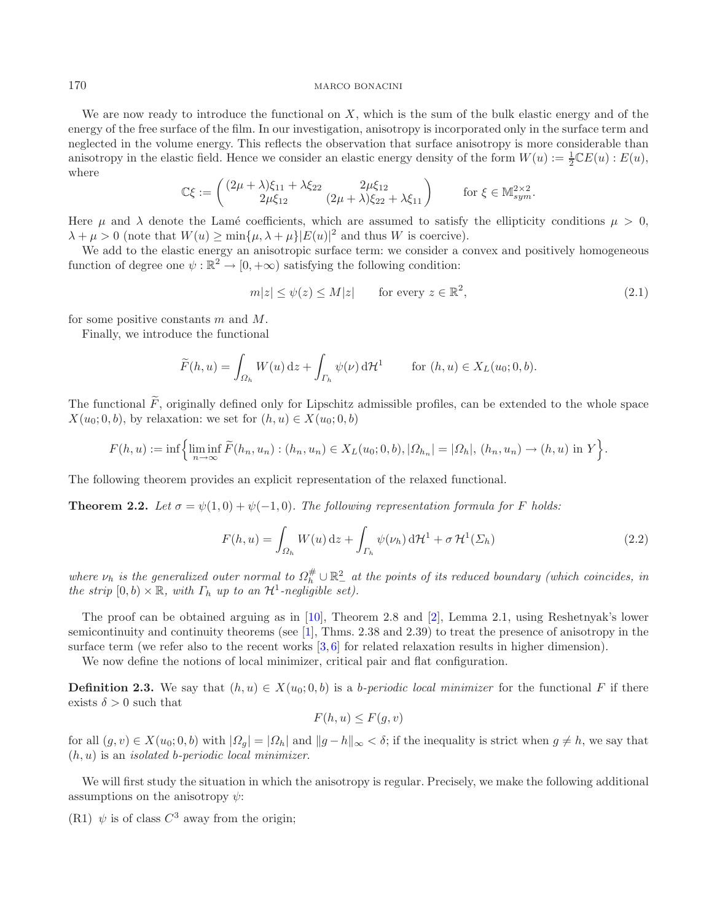We are now ready to introduce the functional on $X$, which is the sum of the bulk elastic energy and of the energy of the free surface of the film. In our investigation, anisotropy is incorporated only in the surface term and neglected in the volume energy. This reflects the observation that surface anisotropy is more considerable than anisotropy in the elastic field. Hence we consider an elastic energy density of the form $W(u) := \frac{1}{2}\mathbb{C}E(u) : E(u)$, where

$$\mathbb{C}\xi := \begin{pmatrix} (2\mu+\lambda)\xi_{11} + \lambda\xi_{22} & 2\mu\xi_{12} \\ 2\mu\xi_{12} & (2\mu+\lambda)\xi_{22} + \lambda\xi_{11} \end{pmatrix} \qquad \text{for } \xi \in \mathbb{M}^{2\times 2}_{sym}.$$

Here $\mu$ and $\lambda$ denote the Lamé coefficients, which are assumed to satisfy the ellipticity conditions $\mu > 0$, $\lambda + \mu > 0$ (note that $W(u) \geq \min\{\mu, \lambda+\mu\}|E(u)|^2$ and thus $W$ is coercive).

We add to the elastic energy an anisotropic surface term: we consider a convex and positively homogeneous function of degree one $\psi : \mathbb{R}^2 \to [0, +\infty)$ satisfying the following condition:

$$m|z| \leq \psi(z) \leq M|z| \qquad \text{for every } z \in \mathbb{R}^2, \tag{2.1}$$

for some positive constants $m$ and $M$.

Finally, we introduce the functional

$$\widetilde{F}(h,u) = \int_{\Omega_h} W(u)\,\mathrm{d}z + \int_{\Gamma_h} \psi(\nu)\,\mathrm{d}\mathcal{H}^1 \qquad \text{for } (h,u) \in X_L(u_0; 0, b).$$

The functional $\widetilde{F}$, originally defined only for Lipschitz admissible profiles, can be extended to the whole space $X(u_0; 0, b)$, by relaxation: we set for $(h,u) \in X(u_0; 0, b)$

$$F(h,u) := \inf\Big\{ \liminf_{n\to\infty} \widetilde{F}(h_n, u_n) : (h_n, u_n) \in X_L(u_0; 0, b), |\Omega_{h_n}| = |\Omega_h|, \, (h_n, u_n) \to (h,u) \text{ in } Y \Big\}.$$

The following theorem provides an explicit representation of the relaxed functional.

**Theorem 2.2.** *Let $\sigma = \psi(1,0) + \psi(-1,0)$. The following representation formula for $F$ holds:*

$$F(h,u) = \int_{\Omega_h} W(u)\,\mathrm{d}z + \int_{\Gamma_h} \psi(\nu_h)\,\mathrm{d}\mathcal{H}^1 + \sigma\,\mathcal{H}^1(\Sigma_h) \tag{2.2}$$

*where $\nu_h$ is the generalized outer normal to $\Omega_h^{\#} \cup \mathbb{R}^2_-$ at the points of its reduced boundary (which coincides, in the strip $[0,b) \times \mathbb{R}$, with $\Gamma_h$ up to an $\mathcal{H}^1$-negligible set).*

The proof can be obtained arguing as in [10], Theorem 2.8 and [2], Lemma 2.1, using Reshetnyak's lower semicontinuity and continuity theorems (see [1], Thms. 2.38 and 2.39) to treat the presence of anisotropy in the surface term (we refer also to the recent works [3,6] for related relaxation results in higher dimension).

We now define the notions of local minimizer, critical pair and flat configuration.

**Definition 2.3.** We say that $(h,u) \in X(u_0; 0, b)$ is a *b-periodic local minimizer* for the functional $F$ if there exists $\delta > 0$ such that

$$F(h,u) \leq F(g,v)$$

for all $(g,v) \in X(u_0; 0, b)$ with $|\Omega_g| = |\Omega_h|$ and $\|g - h\|_\infty < \delta$; if the inequality is strict when $g \neq h$, we say that $(h,u)$ is an *isolated b-periodic local minimizer*.

We will first study the situation in which the anisotropy is regular. Precisely, we make the following additional assumptions on the anisotropy $\psi$:

(R1) $\psi$ is of class $C^3$ away from the origin;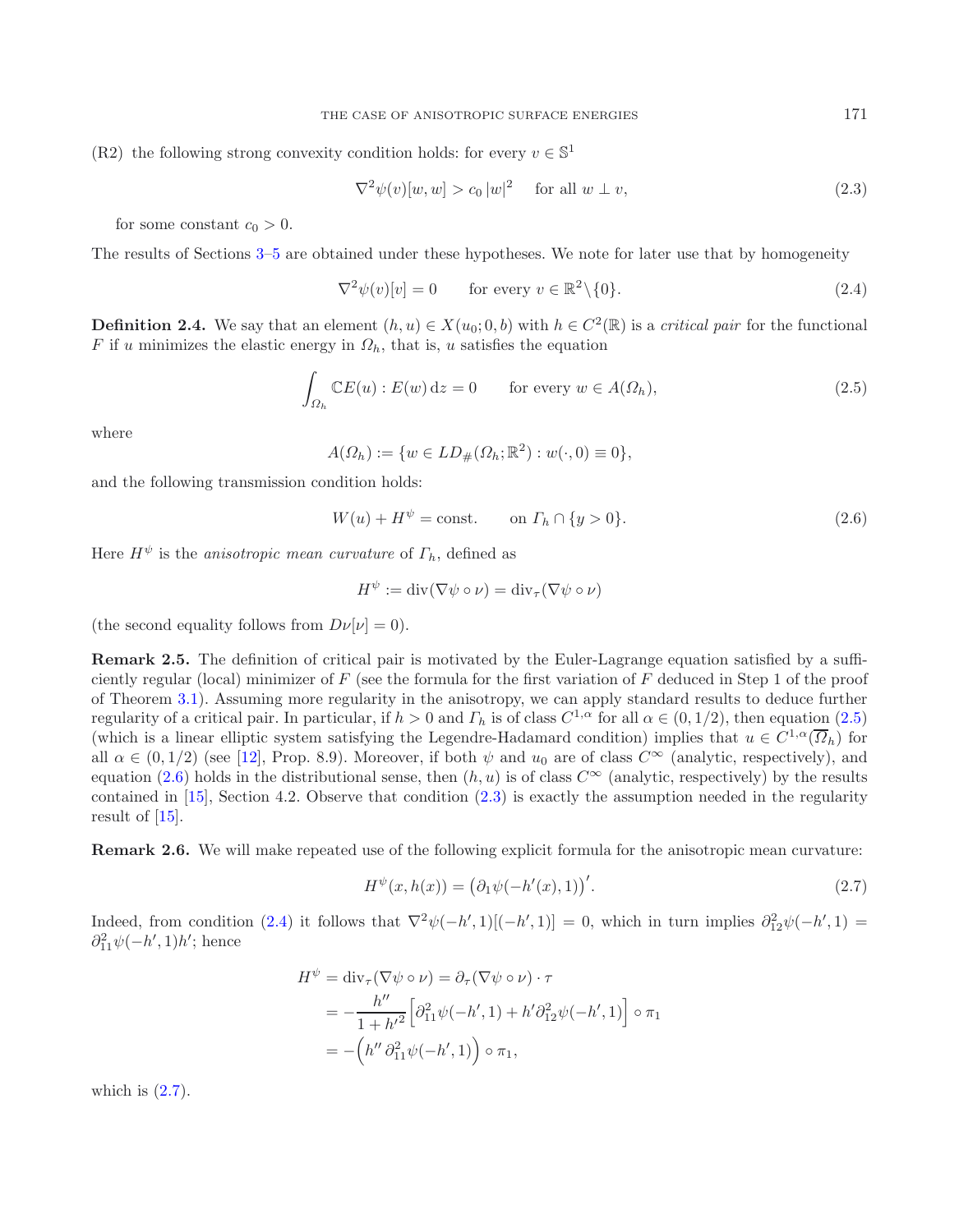(R2) the following strong convexity condition holds: for every $v \in \mathbb{S}^1$

$$\nabla^2\psi(v)[w,w] > c_0\,|w|^2 \quad \text{ for all } w \perp v, \tag{2.3}$$

for some constant $c_0 > 0$.

The results of Sections 3–5 are obtained under these hypotheses. We note for later use that by homogeneity

$$\nabla^2\psi(v)[v] = 0 \qquad \text{for every } v \in \mathbb{R}^2\backslash\{0\}. \tag{2.4}$$

**Definition 2.4.** We say that an element $(h,u) \in X(u_0;0,b)$ with $h \in C^2(\mathbb{R})$ is a *critical pair* for the functional $F$ if $u$ minimizes the elastic energy in $\Omega_h$, that is, $u$ satisfies the equation

$$\int_{\Omega_h} \mathbb{C}E(u) : E(w)\,\mathrm{d}z = 0 \qquad \text{for every } w \in A(\Omega_h), \tag{2.5}$$

where

$$A(\Omega_h) := \{w \in LD_\#(\Omega_h;\mathbb{R}^2) : w(\cdot,0) \equiv 0\},$$

and the following transmission condition holds:

$$W(u) + H^\psi = \text{const.} \qquad \text{on } \Gamma_h \cap \{y > 0\}. \tag{2.6}$$

Here $H^\psi$ is the *anisotropic mean curvature* of $\Gamma_h$, defined as

$$H^\psi := \operatorname{div}(\nabla\psi \circ \nu) = \operatorname{div}_\tau(\nabla\psi \circ \nu)$$

(the second equality follows from $D\nu[\nu] = 0$).

**Remark 2.5.** The definition of critical pair is motivated by the Euler-Lagrange equation satisfied by a sufficiently regular (local) minimizer of $F$ (see the formula for the first variation of $F$ deduced in Step 1 of the proof of Theorem 3.1). Assuming more regularity in the anisotropy, we can apply standard results to deduce further regularity of a critical pair. In particular, if $h > 0$ and $\Gamma_h$ is of class $C^{1,\alpha}$ for all $\alpha \in (0,1/2)$, then equation (2.5) (which is a linear elliptic system satisfying the Legendre-Hadamard condition) implies that $u \in C^{1,\alpha}(\overline{\Omega}_h)$ for all $\alpha \in (0,1/2)$ (see [12], Prop. 8.9). Moreover, if both $\psi$ and $u_0$ are of class $C^\infty$ (analytic, respectively), and equation (2.6) holds in the distributional sense, then $(h,u)$ is of class $C^\infty$ (analytic, respectively) by the results contained in [15], Section 4.2. Observe that condition (2.3) is exactly the assumption needed in the regularity result of [15].

**Remark 2.6.** We will make repeated use of the following explicit formula for the anisotropic mean curvature:

$$H^\psi(x,h(x)) = \big(\partial_1\psi(-h'(x),1)\big)'. \tag{2.7}$$

Indeed, from condition (2.4) it follows that $\nabla^2\psi(-h',1)[(-h',1)] = 0$, which in turn implies $\partial^2_{12}\psi(-h',1) = \partial^2_{11}\psi(-h',1)h'$; hence

$$\begin{aligned}
H^\psi &= \operatorname{div}_\tau(\nabla\psi \circ \nu) = \partial_\tau(\nabla\psi \circ \nu)\cdot\tau \\
&= -\frac{h''}{1+h'^2}\Big[\partial^2_{11}\psi(-h',1) + h'\partial^2_{12}\psi(-h',1)\Big] \circ \pi_1 \\
&= -\Big(h''\,\partial^2_{11}\psi(-h',1)\Big) \circ \pi_1,
\end{aligned}$$

which is (2.7).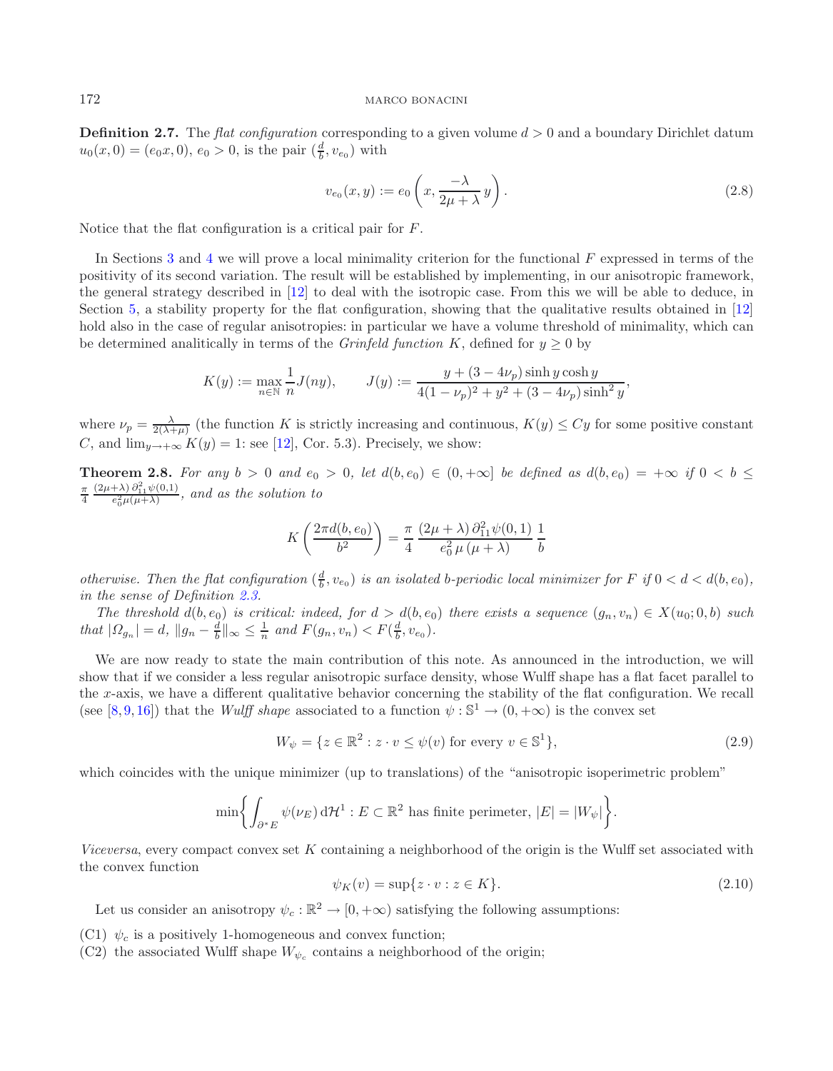**Definition 2.7.** The *flat configuration* corresponding to a given volume $d > 0$ and a boundary Dirichlet datum $u_0(x, 0) = (e_0 x, 0)$, $e_0 > 0$, is the pair $(\frac{d}{b}, v_{e_0})$ with

$$v_{e_0}(x, y) := e_0 \left( x, \frac{-\lambda}{2\mu + \lambda}\, y \right). \tag{2.8}$$

Notice that the flat configuration is a critical pair for $F$.

In Sections 3 and 4 we will prove a local minimality criterion for the functional $F$ expressed in terms of the positivity of its second variation. The result will be established by implementing, in our anisotropic framework, the general strategy described in [12] to deal with the isotropic case. From this we will be able to deduce, in Section 5, a stability property for the flat configuration, showing that the qualitative results obtained in [12] hold also in the case of regular anisotropies: in particular we have a volume threshold of minimality, which can be determined analitically in terms of the *Grinfeld function* $K$, defined for $y \geq 0$ by

$$K(y) := \max_{n \in \mathbb{N}} \frac{1}{n} J(ny), \qquad J(y) := \frac{y + (3 - 4\nu_p) \sinh y \cosh y}{4(1 - \nu_p)^2 + y^2 + (3 - 4\nu_p) \sinh^2 y},$$

where $\nu_p = \frac{\lambda}{2(\lambda + \mu)}$ (the function $K$ is strictly increasing and continuous, $K(y) \leq Cy$ for some positive constant $C$, and $\lim_{y \to +\infty} K(y) = 1$: see [12], Cor. 5.3). Precisely, we show:

**Theorem 2.8.** *For any $b > 0$ and $e_0 > 0$, let $d(b, e_0) \in (0, +\infty]$ be defined as $d(b, e_0) = +\infty$ if $0 < b \leq \frac{\pi}{4} \frac{(2\mu + \lambda)\, \partial^2_{11} \psi(0,1)}{e_0^2 \mu (\mu + \lambda)}$, and as the solution to*

$$K\left( \frac{2\pi d(b, e_0)}{b^2} \right) = \frac{\pi}{4}\, \frac{(2\mu + \lambda)\, \partial^2_{11} \psi(0,1)}{e_0^2\, \mu\, (\mu + \lambda)}\, \frac{1}{b}$$

*otherwise. Then the flat configuration $(\frac{d}{b}, v_{e_0})$ is an isolated $b$-periodic local minimizer for $F$ if $0 < d < d(b, e_0)$, in the sense of Definition 2.3.*

*The threshold $d(b, e_0)$ is critical: indeed, for $d > d(b, e_0)$ there exists a sequence $(g_n, v_n) \in X(u_0; 0, b)$ such that $|\Omega_{g_n}| = d$, $\|g_n - \frac{d}{b}\|_\infty \leq \frac{1}{n}$ and $F(g_n, v_n) < F(\frac{d}{b}, v_{e_0})$.*

We are now ready to state the main contribution of this note. As announced in the introduction, we will show that if we consider a less regular anisotropic surface density, whose Wulff shape has a flat facet parallel to the $x$-axis, we have a different qualitative behavior concerning the stability of the flat configuration. We recall (see [8, 9, 16]) that the *Wulff shape* associated to a function $\psi : \mathbb{S}^1 \to (0, +\infty)$ is the convex set

$$W_\psi = \{ z \in \mathbb{R}^2 : z \cdot v \leq \psi(v) \text{ for every } v \in \mathbb{S}^1 \}, \tag{2.9}$$

which coincides with the unique minimizer (up to translations) of the "anisotropic isoperimetric problem"

$$\min \left\{ \int_{\partial^* E} \psi(\nu_E)\, \mathrm{d}\mathcal{H}^1 : E \subset \mathbb{R}^2 \text{ has finite perimeter, } |E| = |W_\psi| \right\}.$$

*Viceversa*, every compact convex set $K$ containing a neighborhood of the origin is the Wulff set associated with the convex function

$$\psi_K(v) = \sup\{ z \cdot v : z \in K \}. \tag{2.10}$$

Let us consider an anisotropy $\psi_c : \mathbb{R}^2 \to [0, +\infty)$ satisfying the following assumptions:

(C1) $\psi_c$ is a positively 1-homogeneous and convex function;

(C2) the associated Wulff shape $W_{\psi_c}$ contains a neighborhood of the origin;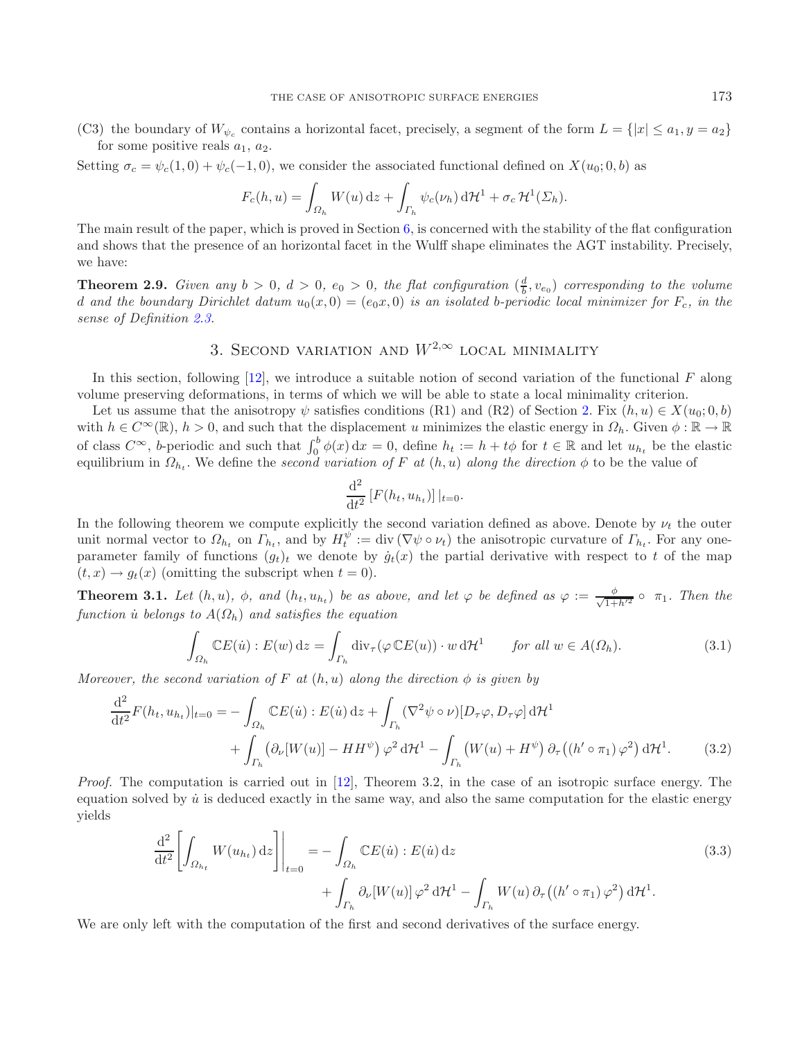(C3) the boundary of $W_{\psi_c}$ contains a horizontal facet, precisely, a segment of the form $L = \{|x| \le a_1, y = a_2\}$ for some positive reals $a_1$, $a_2$.

Setting $\sigma_c = \psi_c(1,0) + \psi_c(-1,0)$, we consider the associated functional defined on $X(u_0; 0, b)$ as

$$F_c(h,u) = \int_{\Omega_h} W(u)\,\mathrm{d}z + \int_{\Gamma_h} \psi_c(\nu_h)\,\mathrm{d}\mathcal{H}^1 + \sigma_c\,\mathcal{H}^1(\Sigma_h).$$

The main result of the paper, which is proved in Section 6, is concerned with the stability of the flat configuration and shows that the presence of an horizontal facet in the Wulff shape eliminates the AGT instability. Precisely, we have:

**Theorem 2.9.** *Given any $b > 0$, $d > 0$, $e_0 > 0$, the flat configuration $(\frac{d}{b}, v_{e_0})$ corresponding to the volume $d$ and the boundary Dirichlet datum $u_0(x,0) = (e_0 x, 0)$ is an isolated $b$-periodic local minimizer for $F_c$, in the sense of Definition 2.3.*

## 3. Second variation and $W^{2,\infty}$ local minimality

In this section, following [12], we introduce a suitable notion of second variation of the functional $F$ along volume preserving deformations, in terms of which we will be able to state a local minimality criterion.

Let us assume that the anisotropy $\psi$ satisfies conditions (R1) and (R2) of Section 2. Fix $(h,u) \in X(u_0; 0, b)$ with $h \in C^\infty(\mathbb{R})$, $h > 0$, and such that the displacement $u$ minimizes the elastic energy in $\Omega_h$. Given $\phi : \mathbb{R} \to \mathbb{R}$ of class $C^\infty$, $b$-periodic and such that $\int_0^b \phi(x)\,\mathrm{d}x = 0$, define $h_t := h + t\phi$ for $t \in \mathbb{R}$ and let $u_{h_t}$ be the elastic equilibrium in $\Omega_{h_t}$. We define the *second variation of $F$ at $(h,u)$ along the direction $\phi$* to be the value of

$$\frac{\mathrm{d}^2}{\mathrm{d}t^2}\left[F(h_t, u_{h_t})\right]|_{t=0}.$$

In the following theorem we compute explicitly the second variation defined as above. Denote by $\nu_t$ the outer unit normal vector to $\Omega_{h_t}$ on $\Gamma_{h_t}$, and by $H_t^\psi := \operatorname{div}(\nabla\psi \circ \nu_t)$ the anisotropic curvature of $\Gamma_{h_t}$. For any one-parameter family of functions $(g_t)_t$ we denote by $\dot{g}_t(x)$ the partial derivative with respect to $t$ of the map $(t,x) \to g_t(x)$ (omitting the subscript when $t = 0$).

**Theorem 3.1.** *Let $(h,u)$, $\phi$, and $(h_t, u_{h_t})$ be as above, and let $\varphi$ be defined as $\varphi := \frac{\phi}{\sqrt{1+h'^2}} \circ \pi_1$. Then the function $\dot{u}$ belongs to $A(\Omega_h)$ and satisfies the equation*

$$\int_{\Omega_h} \mathbb{C}E(\dot{u}) : E(w)\,\mathrm{d}z = \int_{\Gamma_h} \operatorname{div}_\tau(\varphi\,\mathbb{C}E(u)) \cdot w\,\mathrm{d}\mathcal{H}^1 \qquad \textit{for all } w \in A(\Omega_h). \tag{3.1}$$

*Moreover, the second variation of $F$ at $(h,u)$ along the direction $\phi$ is given by*

$$\begin{aligned}\frac{\mathrm{d}^2}{\mathrm{d}t^2}F(h_t, u_{h_t})|_{t=0} = &- \int_{\Omega_h} \mathbb{C}E(\dot{u}) : E(\dot{u})\,\mathrm{d}z + \int_{\Gamma_h} (\nabla^2\psi \circ \nu)[D_\tau\varphi, D_\tau\varphi]\,\mathrm{d}\mathcal{H}^1 \\ &+ \int_{\Gamma_h} \left(\partial_\nu[W(u)] - HH^\psi\right)\varphi^2\,\mathrm{d}\mathcal{H}^1 - \int_{\Gamma_h} \left(W(u) + H^\psi\right)\partial_\tau\left((h' \circ \pi_1)\,\varphi^2\right)\mathrm{d}\mathcal{H}^1. \end{aligned} \tag{3.2}$$

*Proof.* The computation is carried out in [12], Theorem 3.2, in the case of an isotropic surface energy. The equation solved by $\dot{u}$ is deduced exactly in the same way, and also the same computation for the elastic energy yields

$$\begin{aligned}\frac{\mathrm{d}^2}{\mathrm{d}t^2}\left[\int_{\Omega_{h_t}} W(u_{h_t})\,\mathrm{d}z\right]\bigg|_{t=0} = &- \int_{\Omega_h} \mathbb{C}E(\dot{u}) : E(\dot{u})\,\mathrm{d}z \\ &+ \int_{\Gamma_h} \partial_\nu[W(u)]\,\varphi^2\,\mathrm{d}\mathcal{H}^1 - \int_{\Gamma_h} W(u)\,\partial_\tau\left((h' \circ \pi_1)\,\varphi^2\right)\mathrm{d}\mathcal{H}^1. \end{aligned} \tag{3.3}$$

We are only left with the computation of the first and second derivatives of the surface energy.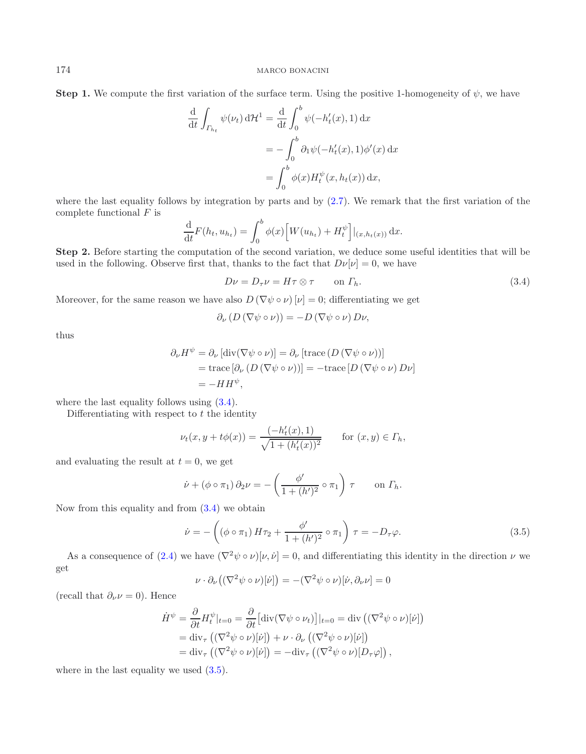**Step 1.** We compute the first variation of the surface term. Using the positive 1-homogeneity of $\psi$, we have

$$
\begin{aligned}
\frac{\mathrm{d}}{\mathrm{d}t}\int_{\Gamma_{h_t}} \psi(\nu_t)\,\mathrm{d}\mathcal{H}^1 &= \frac{\mathrm{d}}{\mathrm{d}t}\int_0^b \psi(-h_t'(x),1)\,\mathrm{d}x \\
&= -\int_0^b \partial_1\psi(-h_t'(x),1)\phi'(x)\,\mathrm{d}x \\
&= \int_0^b \phi(x) H_t^{\psi}(x,h_t(x))\,\mathrm{d}x,
\end{aligned}
$$

where the last equality follows by integration by parts and by (2.7). We remark that the first variation of the complete functional $F$ is

$$
\frac{\mathrm{d}}{\mathrm{d}t}F(h_t,u_{h_t}) = \int_0^b \phi(x)\Big[W(u_{h_t}) + H_t^{\psi}\Big]\big|_{(x,h_t(x))}\,\mathrm{d}x.
$$

**Step 2.** Before starting the computation of the second variation, we deduce some useful identities that will be used in the following. Observe first that, thanks to the fact that $D\nu[\nu]=0$, we have

$$
D\nu = D_\tau \nu = H\tau\otimes\tau \qquad \text{on } \Gamma_h. \tag{3.4}
$$

Moreover, for the same reason we have also $D\left(\nabla\psi\circ\nu\right)[\nu]=0$; differentiating we get

$$
\partial_\nu\left(D\left(\nabla\psi\circ\nu\right)\right) = -D\left(\nabla\psi\circ\nu\right)D\nu,
$$

thus

$$
\begin{aligned}
\partial_\nu H^{\psi} = \partial_\nu\left[\operatorname{div}(\nabla\psi\circ\nu)\right] &= \partial_\nu\left[\operatorname{trace}\left(D\left(\nabla\psi\circ\nu\right)\right)\right] \\
&= \operatorname{trace}\left[\partial_\nu\left(D\left(\nabla\psi\circ\nu\right)\right)\right] = -\operatorname{trace}\left[D\left(\nabla\psi\circ\nu\right)D\nu\right] \\
&= -HH^{\psi},
\end{aligned}
$$

where the last equality follows using (3.4).

Differentiating with respect to $t$ the identity

$$
\nu_t(x,y+t\phi(x)) = \frac{(-h_t'(x),1)}{\sqrt{1+(h_t'(x))^2}} \qquad \text{for } (x,y)\in\Gamma_h,
$$

and evaluating the result at $t=0$, we get

$$
\dot{\nu} + (\phi\circ\pi_1)\,\partial_2\nu = -\left(\frac{\phi'}{1+(h')^2}\circ\pi_1\right)\tau \qquad \text{on } \Gamma_h.
$$

Now from this equality and from (3.4) we obtain

$$
\dot{\nu} = -\left((\phi\circ\pi_1)\,H\tau_2 + \frac{\phi'}{1+(h')^2}\circ\pi_1\right)\tau = -D_\tau\varphi. \tag{3.5}
$$

As a consequence of (2.4) we have $(\nabla^2\psi\circ\nu)[\nu,\dot{\nu}]=0$, and differentiating this identity in the direction $\nu$ we get

$$
\nu\cdot\partial_\nu\big((\nabla^2\psi\circ\nu)[\dot{\nu}]\big) = -(\nabla^2\psi\circ\nu)[\dot{\nu},\partial_\nu\nu] = 0
$$

(recall that $\partial_\nu\nu=0$). Hence

$$
\begin{aligned}
\dot{H}^{\psi} = \frac{\partial}{\partial t}H_t^{\psi}|_{t=0} &= \frac{\partial}{\partial t}\big[\operatorname{div}(\nabla\psi\circ\nu_t)\big]|_{t=0} = \operatorname{div}\big((\nabla^2\psi\circ\nu)[\dot{\nu}]\big) \\
&= \operatorname{div}_\tau\big((\nabla^2\psi\circ\nu)[\dot{\nu}]\big) + \nu\cdot\partial_\nu\big((\nabla^2\psi\circ\nu)[\dot{\nu}]\big) \\
&= \operatorname{div}_\tau\big((\nabla^2\psi\circ\nu)[\dot{\nu}]\big) = -\operatorname{div}_\tau\big((\nabla^2\psi\circ\nu)[D_\tau\varphi]\big),
\end{aligned}
$$

where in the last equality we used (3.5).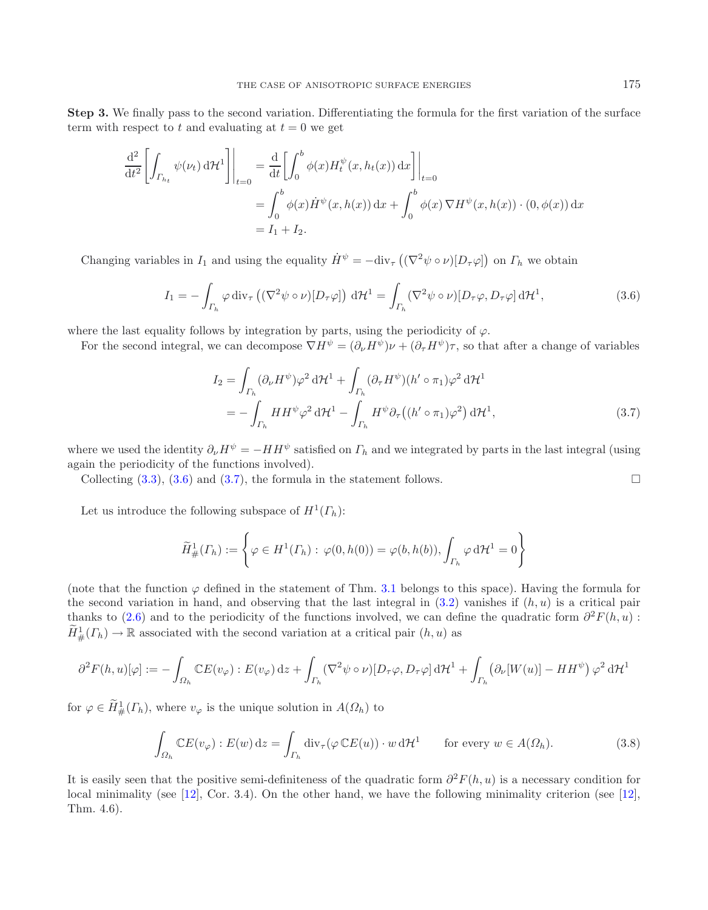**Step 3.** We finally pass to the second variation. Differentiating the formula for the first variation of the surface term with respect to $t$ and evaluating at $t = 0$ we get

$$
\begin{aligned}
\frac{\mathrm{d}^2}{\mathrm{d}t^2}\left[\int_{\Gamma_{h_t}} \psi(\nu_t)\,\mathrm{d}\mathcal{H}^1\right]\bigg|_{t=0} &= \frac{\mathrm{d}}{\mathrm{d}t}\left[\int_0^b \phi(x) H_t^{\psi}(x, h_t(x))\,\mathrm{d}x\right]\bigg|_{t=0} \\
&= \int_0^b \phi(x)\dot{H}^{\psi}(x, h(x))\,\mathrm{d}x + \int_0^b \phi(x)\,\nabla H^{\psi}(x, h(x))\cdot(0, \phi(x))\,\mathrm{d}x \\
&= I_1 + I_2.
\end{aligned}
$$

Changing variables in $I_1$ and using the equality $\dot{H}^{\psi} = -\mathrm{div}_\tau\left((\nabla^2\psi\circ\nu)[D_\tau\varphi]\right)$ on $\Gamma_h$ we obtain

$$
I_1 = -\int_{\Gamma_h} \varphi\,\mathrm{div}_\tau\left((\nabla^2\psi\circ\nu)[D_\tau\varphi]\right)\,\mathrm{d}\mathcal{H}^1 = \int_{\Gamma_h} (\nabla^2\psi\circ\nu)[D_\tau\varphi, D_\tau\varphi]\,\mathrm{d}\mathcal{H}^1, \tag{3.6}
$$

where the last equality follows by integration by parts, using the periodicity of $\varphi$.

For the second integral, we can decompose $\nabla H^{\psi} = (\partial_\nu H^{\psi})\nu + (\partial_\tau H^{\psi})\tau$, so that after a change of variables

$$
\begin{aligned}
I_2 &= \int_{\Gamma_h} (\partial_\nu H^{\psi})\varphi^2\,\mathrm{d}\mathcal{H}^1 + \int_{\Gamma_h} (\partial_\tau H^{\psi})(h'\circ\pi_1)\varphi^2\,\mathrm{d}\mathcal{H}^1 \\
&= -\int_{\Gamma_h} HH^{\psi}\varphi^2\,\mathrm{d}\mathcal{H}^1 - \int_{\Gamma_h} H^{\psi}\partial_\tau\big((h'\circ\pi_1)\varphi^2\big)\,\mathrm{d}\mathcal{H}^1,
\end{aligned} \tag{3.7}
$$

where we used the identity $\partial_\nu H^{\psi} = -HH^{\psi}$ satisfied on $\Gamma_h$ and we integrated by parts in the last integral (using again the periodicity of the functions involved).

Collecting (3.3), (3.6) and (3.7), the formula in the statement follows. $\square$

Let us introduce the following subspace of $H^1(\Gamma_h)$:

$$
\widetilde{H}^1_{\#}(\Gamma_h) := \left\{\varphi\in H^1(\Gamma_h):\ \varphi(0, h(0)) = \varphi(b, h(b)), \int_{\Gamma_h}\varphi\,\mathrm{d}\mathcal{H}^1 = 0\right\}
$$

(note that the function $\varphi$ defined in the statement of Thm. 3.1 belongs to this space). Having the formula for the second variation in hand, and observing that the last integral in (3.2) vanishes if $(h, u)$ is a critical pair thanks to (2.6) and to the periodicity of the functions involved, we can define the quadratic form $\partial^2 F(h, u) : \widetilde{H}^1_{\#}(\Gamma_h)\to\mathbb{R}$ associated with the second variation at a critical pair $(h, u)$ as

$$
\partial^2 F(h,u)[\varphi] := -\int_{\Omega_h}\mathbb{C}E(v_\varphi):E(v_\varphi)\,\mathrm{d}z + \int_{\Gamma_h}(\nabla^2\psi\circ\nu)[D_\tau\varphi, D_\tau\varphi]\,\mathrm{d}\mathcal{H}^1 + \int_{\Gamma_h}\left(\partial_\nu[W(u)] - HH^{\psi}\right)\varphi^2\,\mathrm{d}\mathcal{H}^1
$$

for $\varphi\in\widetilde{H}^1_{\#}(\Gamma_h)$, where $v_\varphi$ is the unique solution in $A(\Omega_h)$ to

$$
\int_{\Omega_h}\mathbb{C}E(v_\varphi):E(w)\,\mathrm{d}z = \int_{\Gamma_h}\mathrm{div}_\tau(\varphi\,\mathbb{C}E(u))\cdot w\,\mathrm{d}\mathcal{H}^1 \qquad \text{for every } w\in A(\Omega_h). \tag{3.8}
$$

It is easily seen that the positive semi-definiteness of the quadratic form $\partial^2 F(h, u)$ is a necessary condition for local minimality (see [12], Cor. 3.4). On the other hand, we have the following minimality criterion (see [12], Thm. 4.6).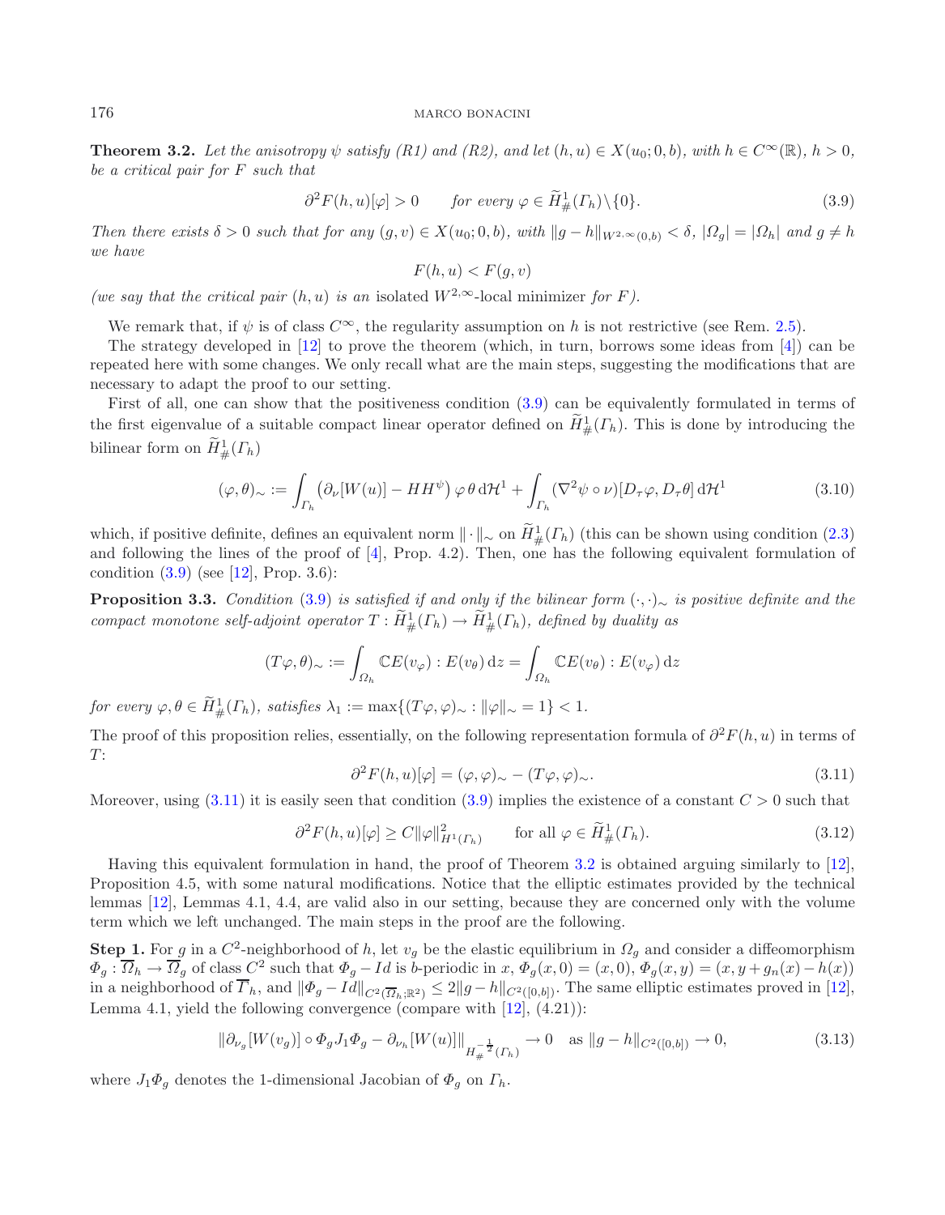**Theorem 3.2.** *Let the anisotropy $\psi$ satisfy (R1) and (R2), and let $(h, u) \in X(u_0; 0, b)$, with $h \in C^\infty(\mathbb{R})$, $h > 0$, be a critical pair for $F$ such that*

$$\partial^2 F(h,u)[\varphi] > 0 \qquad \text{for every } \varphi \in \widetilde{H}^1_\#(\Gamma_h)\setminus\{0\}. \tag{3.9}$$

*Then there exists $\delta > 0$ such that for any $(g, v) \in X(u_0; 0, b)$, with $\|g - h\|_{W^{2,\infty}(0,b)} < \delta$, $|\Omega_g| = |\Omega_h|$ and $g \neq h$ we have*

$$F(h,u) < F(g,v)$$

*(we say that the critical pair $(h, u)$ is an* isolated $W^{2,\infty}$-local minimizer *for $F$).*

We remark that, if $\psi$ is of class $C^\infty$, the regularity assumption on $h$ is not restrictive (see Rem. 2.5).

The strategy developed in [12] to prove the theorem (which, in turn, borrows some ideas from [4]) can be repeated here with some changes. We only recall what are the main steps, suggesting the modifications that are necessary to adapt the proof to our setting.

First of all, one can show that the positiveness condition (3.9) can be equivalently formulated in terms of the first eigenvalue of a suitable compact linear operator defined on $\widetilde{H}^1_\#(\Gamma_h)$. This is done by introducing the bilinear form on $\widetilde{H}^1_\#(\Gamma_h)$

$$(\varphi,\theta)_\sim := \int_{\Gamma_h} \left(\partial_\nu[W(u)] - HH^\psi\right)\varphi\,\theta\,\mathrm{d}\mathcal{H}^1 + \int_{\Gamma_h} (\nabla^2\psi\circ\nu)[D_\tau\varphi, D_\tau\theta]\,\mathrm{d}\mathcal{H}^1 \tag{3.10}$$

which, if positive definite, defines an equivalent norm $\|\cdot\|_\sim$ on $\widetilde{H}^1_\#(\Gamma_h)$ (this can be shown using condition (2.3) and following the lines of the proof of [4], Prop. 4.2). Then, one has the following equivalent formulation of condition (3.9) (see [12], Prop. 3.6):

**Proposition 3.3.** *Condition (3.9) is satisfied if and only if the bilinear form $(\cdot,\cdot)_\sim$ is positive definite and the compact monotone self-adjoint operator $T : \widetilde{H}^1_\#(\Gamma_h) \to \widetilde{H}^1_\#(\Gamma_h)$, defined by duality as*

$$(T\varphi,\theta)_\sim := \int_{\Omega_h} \mathbb{C}E(v_\varphi) : E(v_\theta)\,\mathrm{d}z = \int_{\Omega_h} \mathbb{C}E(v_\theta) : E(v_\varphi)\,\mathrm{d}z$$

*for every $\varphi, \theta \in \widetilde{H}^1_\#(\Gamma_h)$, satisfies $\lambda_1 := \max\{(T\varphi,\varphi)_\sim : \|\varphi\|_\sim = 1\} < 1$.*

The proof of this proposition relies, essentially, on the following representation formula of $\partial^2 F(h, u)$ in terms of $T$:

$$\partial^2 F(h,u)[\varphi] = (\varphi,\varphi)_\sim - (T\varphi,\varphi)_\sim. \tag{3.11}$$

Moreover, using (3.11) it is easily seen that condition (3.9) implies the existence of a constant $C > 0$ such that

$$\partial^2 F(h,u)[\varphi] \geq C\|\varphi\|^2_{H^1(\Gamma_h)} \qquad \text{for all } \varphi \in \widetilde{H}^1_\#(\Gamma_h). \tag{3.12}$$

Having this equivalent formulation in hand, the proof of Theorem 3.2 is obtained arguing similarly to [12], Proposition 4.5, with some natural modifications. Notice that the elliptic estimates provided by the technical lemmas [12], Lemmas 4.1, 4.4, are valid also in our setting, because they are concerned only with the volume term which we left unchanged. The main steps in the proof are the following.

**Step 1.** For $g$ in a $C^2$-neighborhood of $h$, let $v_g$ be the elastic equilibrium in $\Omega_g$ and consider a diffeomorphism $\Phi_g : \overline{\Omega}_h \to \overline{\Omega}_g$ of class $C^2$ such that $\Phi_g - Id$ is $b$-periodic in $x$, $\Phi_g(x, 0) = (x, 0)$, $\Phi_g(x, y) = (x, y + g_n(x) - h(x))$ in a neighborhood of $\overline{\Gamma}_h$, and $\|\Phi_g - Id\|_{C^2(\overline{\Omega}_h;\mathbb{R}^2)} \leq 2\|g - h\|_{C^2([0,b])}$. The same elliptic estimates proved in [12], Lemma 4.1, yield the following convergence (compare with [12], (4.21)):

$$\|\partial_{\nu_g}[W(v_g)]\circ\Phi_g J_1\Phi_g - \partial_{\nu_h}[W(u)]\|_{H^{-\frac{1}{2}}_\#(\Gamma_h)} \to 0 \quad \text{as } \|g-h\|_{C^2([0,b])} \to 0, \tag{3.13}$$

where $J_1\Phi_g$ denotes the 1-dimensional Jacobian of $\Phi_g$ on $\Gamma_h$.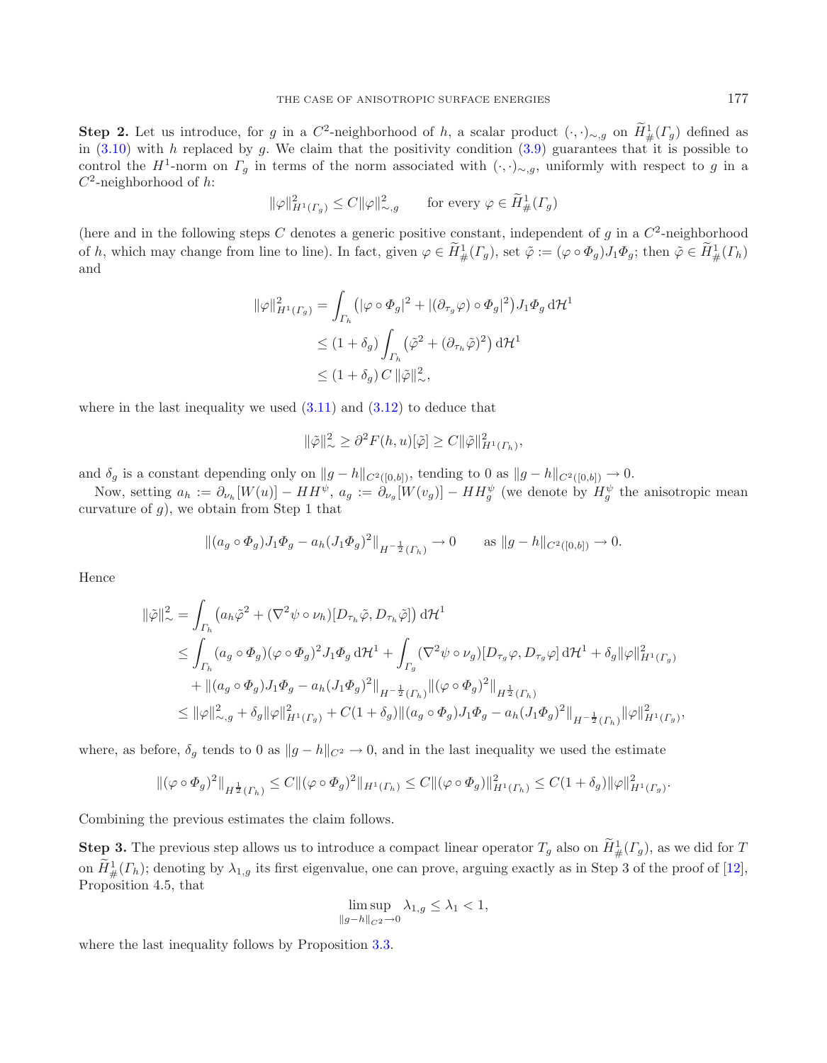**Step 2.** Let us introduce, for $g$ in a $C^2$-neighborhood of $h$, a scalar product $(\cdot,\cdot)_{\sim,g}$ on $\widetilde{H}^1_\#(\Gamma_g)$ defined as in (3.10) with $h$ replaced by $g$. We claim that the positivity condition (3.9) guarantees that it is possible to control the $H^1$-norm on $\Gamma_g$ in terms of the norm associated with $(\cdot,\cdot)_{\sim,g}$, uniformly with respect to $g$ in a $C^2$-neighborhood of $h$:

$$\|\varphi\|^2_{H^1(\Gamma_g)} \le C\|\varphi\|^2_{\sim,g} \qquad \text{for every } \varphi \in \widetilde{H}^1_\#(\Gamma_g)$$

(here and in the following steps $C$ denotes a generic positive constant, independent of $g$ in a $C^2$-neighborhood of $h$, which may change from line to line). In fact, given $\varphi \in \widetilde{H}^1_\#(\Gamma_g)$, set $\tilde{\varphi} := (\varphi\circ\Phi_g)J_1\Phi_g$; then $\tilde{\varphi}\in\widetilde{H}^1_\#(\Gamma_h)$ and

$$\begin{aligned}
\|\varphi\|^2_{H^1(\Gamma_g)} &= \int_{\Gamma_h}\big(|\varphi\circ\Phi_g|^2 + |(\partial_{\tau_g}\varphi)\circ\Phi_g|^2\big)J_1\Phi_g\,\mathrm{d}\mathcal{H}^1\\
&\le (1+\delta_g)\int_{\Gamma_h}\big(\tilde{\varphi}^2 + (\partial_{\tau_h}\tilde{\varphi})^2\big)\,\mathrm{d}\mathcal{H}^1\\
&\le (1+\delta_g)\,C\,\|\tilde{\varphi}\|^2_{\sim},
\end{aligned}$$

where in the last inequality we used (3.11) and (3.12) to deduce that

$$\|\tilde{\varphi}\|^2_{\sim} \ge \partial^2 F(h,u)[\tilde{\varphi}] \ge C\|\tilde{\varphi}\|^2_{H^1(\Gamma_h)},$$

and $\delta_g$ is a constant depending only on $\|g-h\|_{C^2([0,b])}$, tending to 0 as $\|g-h\|_{C^2([0,b])}\to 0$.

Now, setting $a_h := \partial_{\nu_h}[W(u)] - HH^\psi$, $a_g := \partial_{\nu_g}[W(v_g)] - HH^\psi_g$ (we denote by $H^\psi_g$ the anisotropic mean curvature of $g$), we obtain from Step 1 that

$$\|(a_g\circ\Phi_g)J_1\Phi_g - a_h(J_1\Phi_g)^2\|_{H^{-\frac{1}{2}}(\Gamma_h)} \to 0 \qquad \text{as } \|g-h\|_{C^2([0,b])}\to 0.$$

Hence

$$\begin{aligned}
\|\tilde{\varphi}\|^2_{\sim} &= \int_{\Gamma_h}\big(a_h\tilde{\varphi}^2 + (\nabla^2\psi\circ\nu_h)[D_{\tau_h}\tilde{\varphi}, D_{\tau_h}\tilde{\varphi}]\big)\,\mathrm{d}\mathcal{H}^1\\
&\le \int_{\Gamma_h}(a_g\circ\Phi_g)(\varphi\circ\Phi_g)^2 J_1\Phi_g\,\mathrm{d}\mathcal{H}^1 + \int_{\Gamma_g}(\nabla^2\psi\circ\nu_g)[D_{\tau_g}\varphi, D_{\tau_g}\varphi]\,\mathrm{d}\mathcal{H}^1 + \delta_g\|\varphi\|^2_{H^1(\Gamma_g)}\\
&\quad + \|(a_g\circ\Phi_g)J_1\Phi_g - a_h(J_1\Phi_g)^2\|_{H^{-\frac{1}{2}}(\Gamma_h)}\|(\varphi\circ\Phi_g)^2\|_{H^{\frac{1}{2}}(\Gamma_h)}\\
&\le \|\varphi\|^2_{\sim,g} + \delta_g\|\varphi\|^2_{H^1(\Gamma_g)} + C(1+\delta_g)\|(a_g\circ\Phi_g)J_1\Phi_g - a_h(J_1\Phi_g)^2\|_{H^{-\frac{1}{2}}(\Gamma_h)}\|\varphi\|^2_{H^1(\Gamma_g)},
\end{aligned}$$

where, as before, $\delta_g$ tends to 0 as $\|g-h\|_{C^2}\to 0$, and in the last inequality we used the estimate

$$\|(\varphi\circ\Phi_g)^2\|_{H^{\frac{1}{2}}(\Gamma_h)} \le C\|(\varphi\circ\Phi_g)^2\|_{H^1(\Gamma_h)} \le C\|(\varphi\circ\Phi_g)\|^2_{H^1(\Gamma_h)} \le C(1+\delta_g)\|\varphi\|^2_{H^1(\Gamma_g)}.$$

Combining the previous estimates the claim follows.

**Step 3.** The previous step allows us to introduce a compact linear operator $T_g$ also on $\widetilde{H}^1_\#(\Gamma_g)$, as we did for $T$ on $\widetilde{H}^1_\#(\Gamma_h)$; denoting by $\lambda_{1,g}$ its first eigenvalue, one can prove, arguing exactly as in Step 3 of the proof of [12], Proposition 4.5, that

$$\limsup_{\|g-h\|_{C^2}\to 0} \lambda_{1,g} \le \lambda_1 < 1,$$

where the last inequality follows by Proposition 3.3.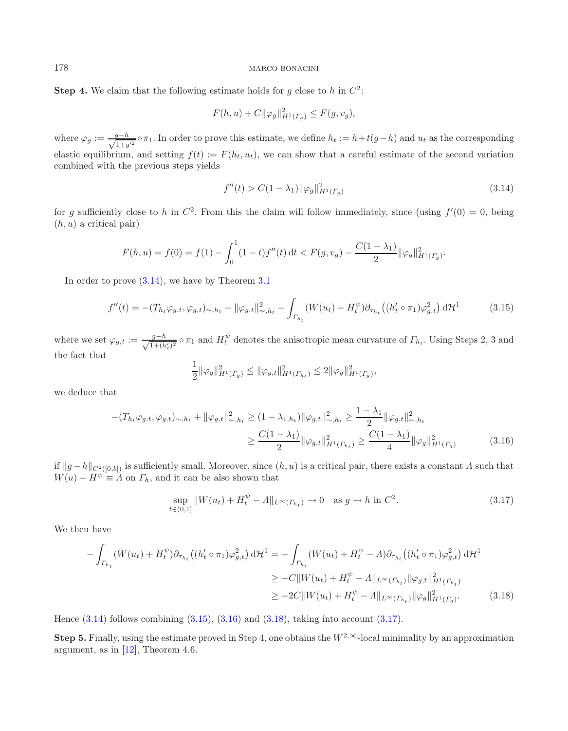**Step 4.** We claim that the following estimate holds for $g$ close to $h$ in $C^2$:

$$F(h,u) + C\|\varphi_g\|^2_{H^1(\Gamma_g)} \leq F(g, v_g),$$

where $\varphi_g := \frac{g-h}{\sqrt{1+g'^2}} \circ \pi_1$. In order to prove this estimate, we define $h_t := h + t(g-h)$ and $u_t$ as the corresponding elastic equilibrium, and setting $f(t) := F(h_t, u_t)$, we can show that a careful estimate of the second variation combined with the previous steps yields

$$f''(t) > C(1-\lambda_1)\|\varphi_g\|^2_{H^1(\Gamma_g)} \tag{3.14}$$

for $g$ sufficiently close to $h$ in $C^2$. From this the claim will follow immediately, since (using $f'(0) = 0$, being $(h,u)$ a critical pair)

$$F(h,u) = f(0) = f(1) - \int_0^1 (1-t) f''(t)\,\mathrm{d}t < F(g, v_g) - \frac{C(1-\lambda_1)}{2}\|\varphi_g\|^2_{H^1(\Gamma_g)}.$$

In order to prove (3.14), we have by Theorem 3.1

$$f''(t) = -(T_{h_t}\varphi_{g,t}, \varphi_{g,t})_{\sim, h_t} + \|\varphi_{g,t}\|^2_{\sim, h_t} - \int_{\Gamma_{h_t}} (W(u_t) + H_t^{\psi})\partial_{\tau_{h_t}}\big((h_t' \circ \pi_1)\varphi_{g,t}^2\big)\,\mathrm{d}\mathcal{H}^1 \tag{3.15}$$

where we set $\varphi_{g,t} := \frac{g-h}{\sqrt{1+(h_t')^2}} \circ \pi_1$ and $H_t^{\psi}$ denotes the anisotropic mean curvature of $\Gamma_{h_t}$. Using Steps 2, 3 and the fact that

$$\frac{1}{2}\|\varphi_g\|^2_{H^1(\Gamma_g)} \leq \|\varphi_{g,t}\|^2_{H^1(\Gamma_{h_t})} \leq 2\|\varphi_g\|^2_{H^1(\Gamma_g)},$$

we deduce that

$$\begin{aligned}
-(T_{h_t}\varphi_{g,t}, \varphi_{g,t})_{\sim, h_t} + \|\varphi_{g,t}\|^2_{\sim, h_t} &\geq (1-\lambda_{1,h_t})\|\varphi_{g,t}\|^2_{\sim, h_t} \geq \frac{1-\lambda_1}{2}\|\varphi_{g,t}\|^2_{\sim, h_t} \\
&\geq \frac{C(1-\lambda_1)}{2}\|\varphi_{g,t}\|^2_{H^1(\Gamma_{h_t})} \geq \frac{C(1-\lambda_1)}{4}\|\varphi_g\|^2_{H^1(\Gamma_g)}
\end{aligned} \tag{3.16}$$

if $\|g-h\|_{C^2([0,b])}$ is sufficiently small. Moreover, since $(h,u)$ is a critical pair, there exists a constant $\Lambda$ such that $W(u) + H^{\psi} \equiv \Lambda$ on $\Gamma_h$, and it can be also shown that

$$\sup_{t \in (0,1]} \|W(u_t) + H_t^{\psi} - \Lambda\|_{L^\infty(\Gamma_{h_t})} \to 0 \quad \text{as } g \to h \text{ in } C^2. \tag{3.17}$$

We then have

$$\begin{aligned}
-\int_{\Gamma_{h_t}} (W(u_t) + H_t^{\psi})\partial_{\tau_{h_t}}\big((h_t' \circ \pi_1)\varphi_{g,t}^2\big)\,\mathrm{d}\mathcal{H}^1 &= -\int_{\Gamma_{h_t}} (W(u_t) + H_t^{\psi} - \Lambda)\partial_{\tau_{h_t}}\big((h_t' \circ \pi_1)\varphi_{g,t}^2\big)\,\mathrm{d}\mathcal{H}^1 \\
&\geq -C\|W(u_t) + H_t^{\psi} - \Lambda\|_{L^\infty(\Gamma_{h_t})}\|\varphi_{g,t}\|^2_{H^1(\Gamma_{h_t})} \\
&\geq -2C\|W(u_t) + H_t^{\psi} - \Lambda\|_{L^\infty(\Gamma_{h_t})}\|\varphi_g\|^2_{H^1(\Gamma_g)}.
\end{aligned} \tag{3.18}$$

Hence (3.14) follows combining (3.15), (3.16) and (3.18), taking into account (3.17).

**Step 5.** Finally, using the estimate proved in Step 4, one obtains the $W^{2,\infty}$-local minimality by an approximation argument, as in [12], Theorem 4.6.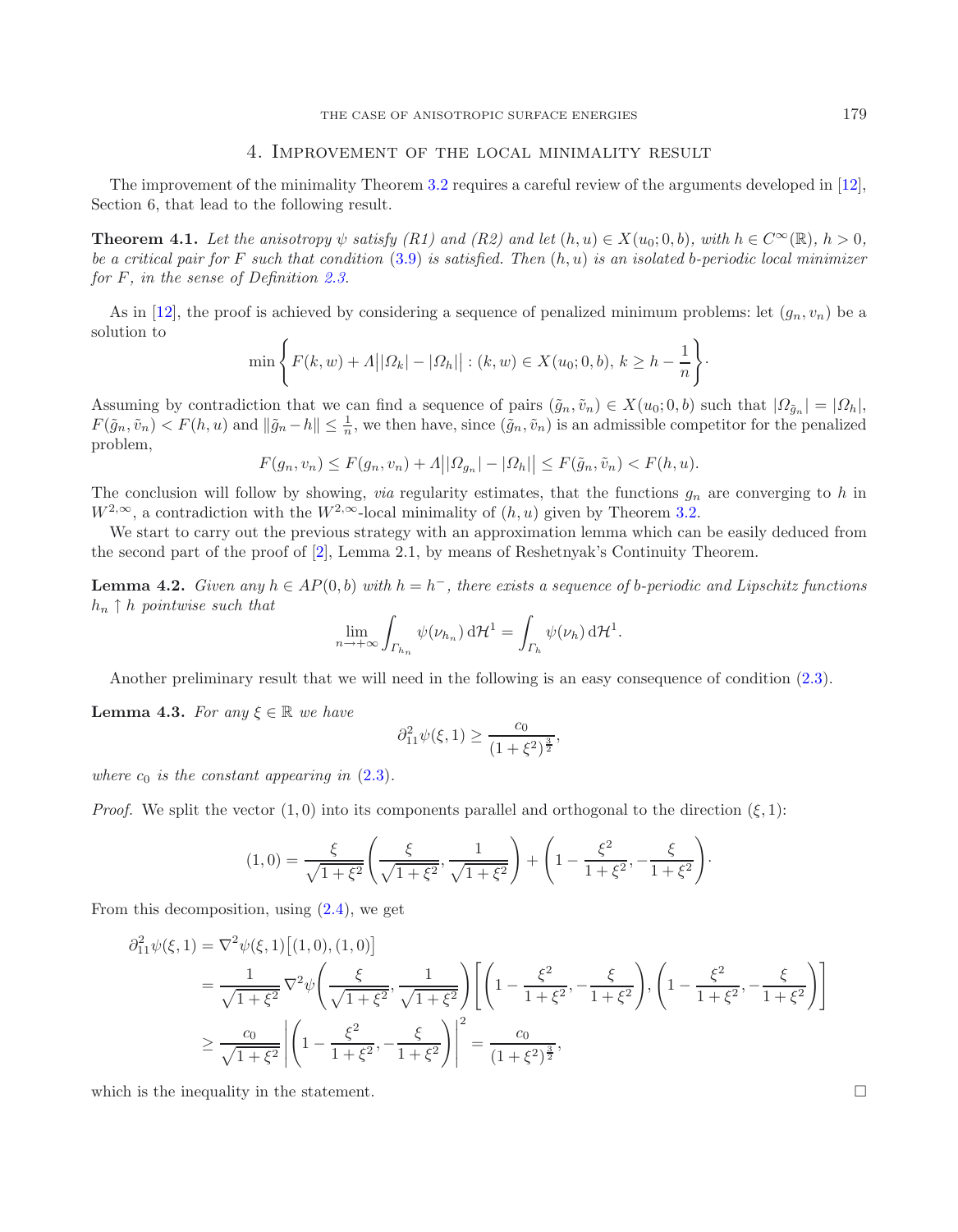## 4. Improvement of the local minimality result

The improvement of the minimality Theorem 3.2 requires a careful review of the arguments developed in [12], Section 6, that lead to the following result.

**Theorem 4.1.** *Let the anisotropy $\psi$ satisfy (R1) and (R2) and let $(h, u) \in X(u_0; 0, b)$, with $h \in C^\infty(\mathbb{R})$, $h > 0$, be a critical pair for $F$ such that condition (3.9) is satisfied. Then $(h, u)$ is an isolated $b$-periodic local minimizer for $F$, in the sense of Definition 2.3.*

As in [12], the proof is achieved by considering a sequence of penalized minimum problems: let $(g_n, v_n)$ be a solution to

$$\min\left\{F(k, w) + \Lambda\big||\Omega_k| - |\Omega_h|\big| : (k, w) \in X(u_0; 0, b),\ k \geq h - \frac{1}{n}\right\}.$$

Assuming by contradiction that we can find a sequence of pairs $(\tilde{g}_n, \tilde{v}_n) \in X(u_0; 0, b)$ such that $|\Omega_{\tilde{g}_n}| = |\Omega_h|$, $F(\tilde{g}_n, \tilde{v}_n) < F(h, u)$ and $\|\tilde{g}_n - h\| \leq \frac{1}{n}$, we then have, since $(\tilde{g}_n, \tilde{v}_n)$ is an admissible competitor for the penalized problem,

$$F(g_n, v_n) \leq F(g_n, v_n) + \Lambda\big||\Omega_{g_n}| - |\Omega_h|\big| \leq F(\tilde{g}_n, \tilde{v}_n) < F(h, u).$$

The conclusion will follow by showing, *via* regularity estimates, that the functions $g_n$ are converging to $h$ in $W^{2,\infty}$, a contradiction with the $W^{2,\infty}$-local minimality of $(h, u)$ given by Theorem 3.2.

We start to carry out the previous strategy with an approximation lemma which can be easily deduced from the second part of the proof of [2], Lemma 2.1, by means of Reshetnyak's Continuity Theorem.

**Lemma 4.2.** *Given any $h \in AP(0, b)$ with $h = h^-$, there exists a sequence of $b$-periodic and Lipschitz functions $h_n \uparrow h$ pointwise such that*

$$\lim_{n \to +\infty} \int_{\Gamma_{h_n}} \psi(\nu_{h_n})\, \mathrm{d}\mathcal{H}^1 = \int_{\Gamma_h} \psi(\nu_h)\, \mathrm{d}\mathcal{H}^1.$$

Another preliminary result that we will need in the following is an easy consequence of condition (2.3).

**Lemma 4.3.** *For any $\xi \in \mathbb{R}$ we have*

$$\partial^2_{11}\psi(\xi, 1) \geq \frac{c_0}{(1 + \xi^2)^{\frac{3}{2}}},$$

*where $c_0$ is the constant appearing in (2.3).*

*Proof.* We split the vector $(1, 0)$ into its components parallel and orthogonal to the direction $(\xi, 1)$:

$$(1, 0) = \frac{\xi}{\sqrt{1 + \xi^2}}\left(\frac{\xi}{\sqrt{1 + \xi^2}}, \frac{1}{\sqrt{1 + \xi^2}}\right) + \left(1 - \frac{\xi^2}{1 + \xi^2}, -\frac{\xi}{1 + \xi^2}\right).$$

From this decomposition, using (2.4), we get

$$\begin{aligned}
\partial^2_{11}\psi(\xi, 1) &= \nabla^2\psi(\xi, 1)\big[(1, 0), (1, 0)\big] \\
&= \frac{1}{\sqrt{1 + \xi^2}}\,\nabla^2\psi\left(\frac{\xi}{\sqrt{1 + \xi^2}}, \frac{1}{\sqrt{1 + \xi^2}}\right)\left[\left(1 - \frac{\xi^2}{1 + \xi^2}, -\frac{\xi}{1 + \xi^2}\right), \left(1 - \frac{\xi^2}{1 + \xi^2}, -\frac{\xi}{1 + \xi^2}\right)\right] \\
&\geq \frac{c_0}{\sqrt{1 + \xi^2}}\left|\left(1 - \frac{\xi^2}{1 + \xi^2}, -\frac{\xi}{1 + \xi^2}\right)\right|^2 = \frac{c_0}{(1 + \xi^2)^{\frac{3}{2}}},
\end{aligned}$$

which is the inequality in the statement. $\square$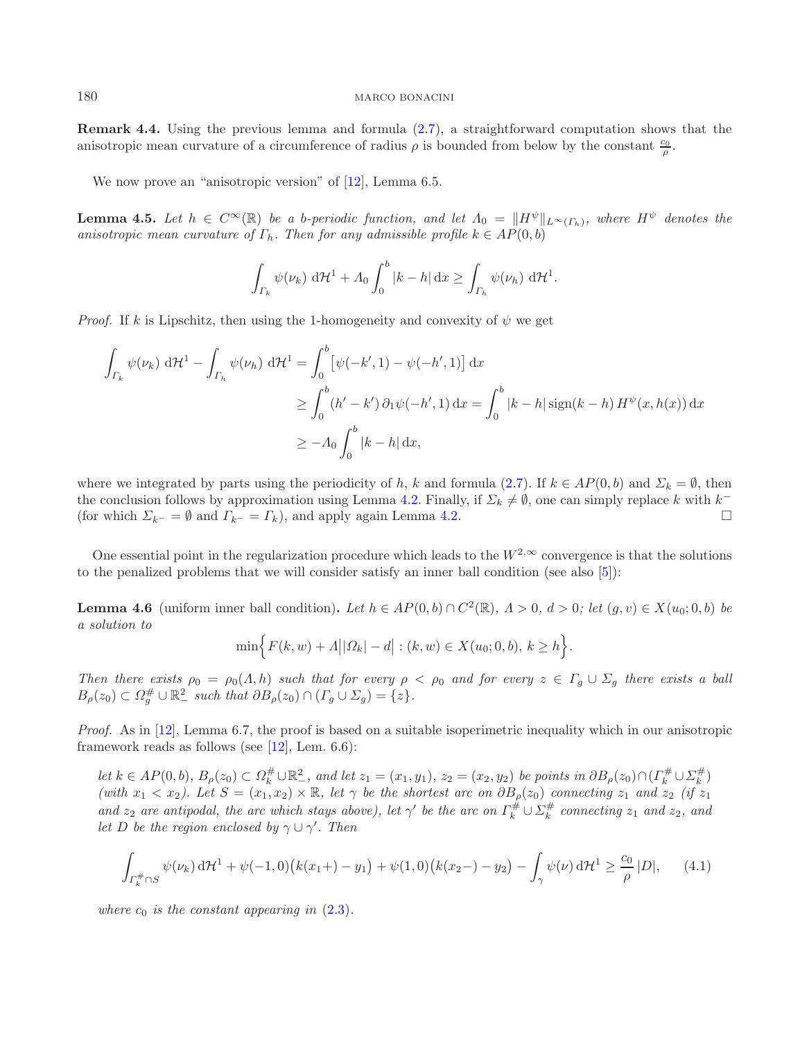**Remark 4.4.** Using the previous lemma and formula (2.7), a straightforward computation shows that the anisotropic mean curvature of a circumference of radius $\rho$ is bounded from below by the constant $\frac{c_0}{\rho}$.

We now prove an "anisotropic version" of [12], Lemma 6.5.

**Lemma 4.5.** *Let $h \in C^\infty(\mathbb{R})$ be a b-periodic function, and let $\Lambda_0 = \|H^\psi\|_{L^\infty(\Gamma_h)}$, where $H^\psi$ denotes the anisotropic mean curvature of $\Gamma_h$. Then for any admissible profile $k \in AP(0,b)$*

$$\int_{\Gamma_k} \psi(\nu_k)\,\mathrm{d}\mathcal{H}^1 + \Lambda_0 \int_0^b |k-h|\,\mathrm{d}x \geq \int_{\Gamma_h} \psi(\nu_h)\,\mathrm{d}\mathcal{H}^1.$$

*Proof.* If $k$ is Lipschitz, then using the 1-homogeneity and convexity of $\psi$ we get

$$\begin{aligned}
\int_{\Gamma_k} \psi(\nu_k)\,\mathrm{d}\mathcal{H}^1 - \int_{\Gamma_h} \psi(\nu_h)\,\mathrm{d}\mathcal{H}^1 &= \int_0^b \big[\psi(-k',1) - \psi(-h',1)\big]\,\mathrm{d}x \\
&\geq \int_0^b (h'-k')\,\partial_1\psi(-h',1)\,\mathrm{d}x = \int_0^b |k-h|\,\mathrm{sign}(k-h)\,H^\psi(x,h(x))\,\mathrm{d}x \\
&\geq -\Lambda_0 \int_0^b |k-h|\,\mathrm{d}x,
\end{aligned}$$

where we integrated by parts using the periodicity of $h$, $k$ and formula (2.7). If $k \in AP(0,b)$ and $\Sigma_k = \emptyset$, then the conclusion follows by approximation using Lemma 4.2. Finally, if $\Sigma_k \neq \emptyset$, one can simply replace $k$ with $k^-$ (for which $\Sigma_{k^-} = \emptyset$ and $\Gamma_{k^-} = \Gamma_k$), and apply again Lemma 4.2. □

One essential point in the regularization procedure which leads to the $W^{2,\infty}$ convergence is that the solutions to the penalized problems that we will consider satisfy an inner ball condition (see also [5]):

**Lemma 4.6** (uniform inner ball condition)**.** *Let $h \in AP(0,b) \cap C^2(\mathbb{R})$, $\Lambda > 0$, $d > 0$; let $(g,v) \in X(u_0;0,b)$ be a solution to*

$$\min\Big\{ F(k,w) + \Lambda\big||\Omega_k| - d\big| : (k,w) \in X(u_0;0,b),\ k \geq h \Big\}.$$

*Then there exists $\rho_0 = \rho_0(\Lambda,h)$ such that for every $\rho < \rho_0$ and for every $z \in \Gamma_g \cup \Sigma_g$ there exists a ball $B_\rho(z_0) \subset \Omega_g^\# \cup \mathbb{R}^2_-$ such that $\partial B_\rho(z_0) \cap (\Gamma_g \cup \Sigma_g) = \{z\}$.*

*Proof.* As in [12], Lemma 6.7, the proof is based on a suitable isoperimetric inequality which in our anisotropic framework reads as follows (see [12], Lem. 6.6):

*let $k \in AP(0,b)$, $B_\rho(z_0) \subset \Omega_k^\# \cup \mathbb{R}^2_-$, and let $z_1 = (x_1,y_1)$, $z_2 = (x_2,y_2)$ be points in $\partial B_\rho(z_0) \cap (\Gamma_k^\# \cup \Sigma_k^\#)$ (with $x_1 < x_2$). Let $S = (x_1,x_2) \times \mathbb{R}$, let $\gamma$ be the shortest arc on $\partial B_\rho(z_0)$ connecting $z_1$ and $z_2$ (if $z_1$ and $z_2$ are antipodal, the arc which stays above), let $\gamma'$ be the arc on $\Gamma_k^\# \cup \Sigma_k^\#$ connecting $z_1$ and $z_2$, and let $D$ be the region enclosed by $\gamma \cup \gamma'$. Then*

$$\int_{\Gamma_k^\# \cap S} \psi(\nu_k)\,\mathrm{d}\mathcal{H}^1 + \psi(-1,0)\big(k(x_1+) - y_1\big) + \psi(1,0)\big(k(x_2-) - y_2\big) - \int_\gamma \psi(\nu)\,\mathrm{d}\mathcal{H}^1 \geq \frac{c_0}{\rho}\,|D|, \qquad (4.1)$$

*where $c_0$ is the constant appearing in (2.3).*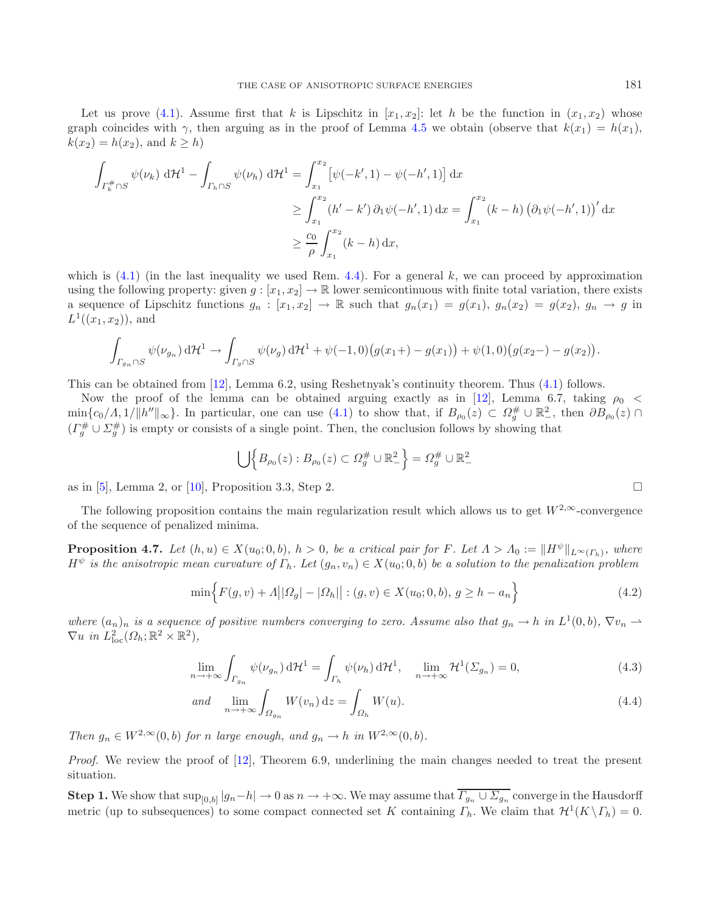Let us prove (4.1). Assume first that $k$ is Lipschitz in $[x_1, x_2]$: let $h$ be the function in $(x_1, x_2)$ whose graph coincides with $\gamma$, then arguing as in the proof of Lemma 4.5 we obtain (observe that $k(x_1) = h(x_1)$, $k(x_2) = h(x_2)$, and $k \geq h$)

$$
\begin{aligned}
\int_{\Gamma_k^{\#}\cap S} \psi(\nu_k)\, \mathrm{d}\mathcal{H}^1 - \int_{\Gamma_h \cap S} \psi(\nu_h)\, \mathrm{d}\mathcal{H}^1 &= \int_{x_1}^{x_2} \big[\psi(-k', 1) - \psi(-h', 1)\big]\, \mathrm{d}x \\
&\geq \int_{x_1}^{x_2} (h' - k')\, \partial_1 \psi(-h', 1)\, \mathrm{d}x = \int_{x_1}^{x_2} (k - h)\, \big(\partial_1 \psi(-h', 1)\big)'\, \mathrm{d}x \\
&\geq \frac{c_0}{\rho} \int_{x_1}^{x_2} (k - h)\, \mathrm{d}x,
\end{aligned}
$$

which is (4.1) (in the last inequality we used Rem. 4.4). For a general $k$, we can proceed by approximation using the following property: given $g : [x_1, x_2] \to \mathbb{R}$ lower semicontinuous with finite total variation, there exists a sequence of Lipschitz functions $g_n : [x_1, x_2] \to \mathbb{R}$ such that $g_n(x_1) = g(x_1)$, $g_n(x_2) = g(x_2)$, $g_n \to g$ in $L^1((x_1, x_2))$, and

$$
\int_{\Gamma_{g_n}\cap S} \psi(\nu_{g_n})\, \mathrm{d}\mathcal{H}^1 \to \int_{\Gamma_g \cap S} \psi(\nu_g)\, \mathrm{d}\mathcal{H}^1 + \psi(-1, 0)\big(g(x_1+) - g(x_1)\big) + \psi(1, 0)\big(g(x_2-) - g(x_2)\big).
$$

This can be obtained from [12], Lemma 6.2, using Reshetnyak's continuity theorem. Thus (4.1) follows.

Now the proof of the lemma can be obtained arguing exactly as in [12], Lemma 6.7, taking $\rho_0 < \min\{c_0/\Lambda, 1/\|h''\|_\infty\}$. In particular, one can use (4.1) to show that, if $B_{\rho_0}(z) \subset \Omega_g^{\#} \cup \mathbb{R}^2_-$, then $\partial B_{\rho_0}(z) \cap (\Gamma_g^{\#} \cup \Sigma_g^{\#})$ is empty or consists of a single point. Then, the conclusion follows by showing that

$$
\bigcup \Big\{ B_{\rho_0}(z) : B_{\rho_0}(z) \subset \Omega_g^{\#} \cup \mathbb{R}^2_- \Big\} = \Omega_g^{\#} \cup \mathbb{R}^2_-
$$

as in [5], Lemma 2, or [10], Proposition 3.3, Step 2. $\square$

The following proposition contains the main regularization result which allows us to get $W^{2,\infty}$-convergence of the sequence of penalized minima.

**Proposition 4.7.** *Let $(h, u) \in X(u_0; 0, b)$, $h > 0$, be a critical pair for $F$. Let $\Lambda > \Lambda_0 := \|H^\psi\|_{L^\infty(\Gamma_h)}$, where $H^\psi$ is the anisotropic mean curvature of $\Gamma_h$. Let $(g_n, v_n) \in X(u_0; 0, b)$ be a solution to the penalization problem*

$$
\min\Big\{ F(g, v) + \Lambda\big||\Omega_g| - |\Omega_h|\big| : (g, v) \in X(u_0; 0, b),\ g \geq h - a_n \Big\} \tag{4.2}
$$

*where $(a_n)_n$ is a sequence of positive numbers converging to zero. Assume also that $g_n \to h$ in $L^1(0, b)$, $\nabla v_n \rightharpoonup \nabla u$ in $L^2_{\mathrm{loc}}(\Omega_h; \mathbb{R}^2 \times \mathbb{R}^2)$,*

$$
\lim_{n\to+\infty} \int_{\Gamma_{g_n}} \psi(\nu_{g_n})\, \mathrm{d}\mathcal{H}^1 = \int_{\Gamma_h} \psi(\nu_h)\, \mathrm{d}\mathcal{H}^1, \quad \lim_{n\to+\infty} \mathcal{H}^1(\Sigma_{g_n}) = 0, \tag{4.3}
$$

$$
\text{and} \quad \lim_{n\to+\infty} \int_{\Omega_{g_n}} W(v_n)\, \mathrm{d}z = \int_{\Omega_h} W(u). \tag{4.4}
$$

*Then $g_n \in W^{2,\infty}(0, b)$ for $n$ large enough, and $g_n \to h$ in $W^{2,\infty}(0, b)$.*

*Proof.* We review the proof of [12], Theorem 6.9, underlining the main changes needed to treat the present situation.

**Step 1.** We show that $\sup_{[0,b]} |g_n - h| \to 0$ as $n \to +\infty$. We may assume that $\overline{\Gamma_{g_n} \cup \Sigma_{g_n}}$ converge in the Hausdorff metric (up to subsequences) to some compact connected set $K$ containing $\Gamma_h$. We claim that $\mathcal{H}^1(K \setminus \Gamma_h) = 0$.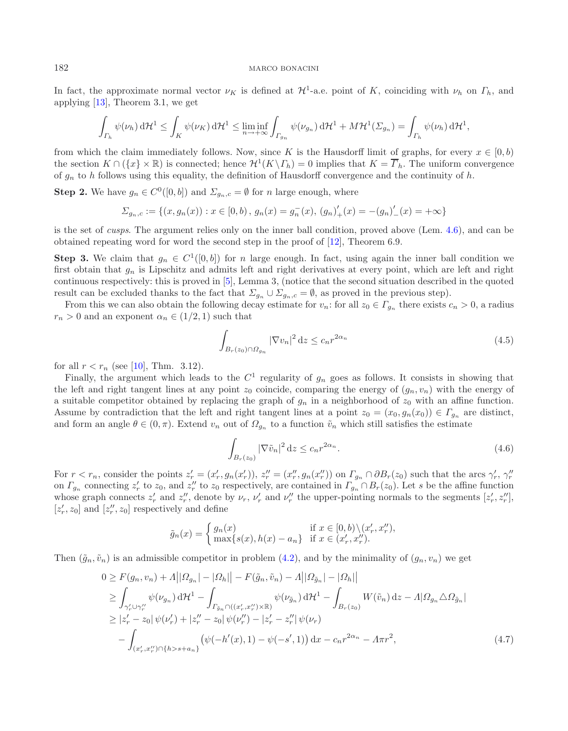In fact, the approximate normal vector $\nu_K$ is defined at $\mathcal{H}^1$-a.e. point of $K$, coinciding with $\nu_h$ on $\Gamma_h$, and applying [13], Theorem 3.1, we get

$$\int_{\Gamma_h} \psi(\nu_h)\,\mathrm{d}\mathcal{H}^1 \le \int_K \psi(\nu_K)\,\mathrm{d}\mathcal{H}^1 \le \liminf_{n\to+\infty} \int_{\Gamma_{g_n}} \psi(\nu_{g_n})\,\mathrm{d}\mathcal{H}^1 + M\mathcal{H}^1(\Sigma_{g_n}) = \int_{\Gamma_h} \psi(\nu_h)\,\mathrm{d}\mathcal{H}^1,$$

from which the claim immediately follows. Now, since $K$ is the Hausdorff limit of graphs, for every $x \in [0,b)$ the section $K \cap (\{x\}\times\mathbb{R})$ is connected; hence $\mathcal{H}^1(K\setminus\Gamma_h) = 0$ implies that $K = \overline{\Gamma}_h$. The uniform convergence of $g_n$ to $h$ follows using this equality, the definition of Hausdorff convergence and the continuity of $h$.

**Step 2.** We have $g_n \in C^0([0,b])$ and $\Sigma_{g_n,c} = \emptyset$ for $n$ large enough, where

$$\Sigma_{g_n,c} := \{(x, g_n(x)) : x \in [0,b)\,,\ g_n(x) = g_n^-(x),\ (g_n)'_+(x) = -(g_n)'_-(x) = +\infty\}$$

is the set of *cusps*. The argument relies only on the inner ball condition, proved above (Lem. 4.6), and can be obtained repeating word for word the second step in the proof of [12], Theorem 6.9.

**Step 3.** We claim that $g_n \in C^1([0,b])$ for $n$ large enough. In fact, using again the inner ball condition we first obtain that $g_n$ is Lipschitz and admits left and right derivatives at every point, which are left and right continuous respectively: this is proved in [5], Lemma 3, (notice that the second situation described in the quoted result can be excluded thanks to the fact that $\Sigma_{g_n} \cup \Sigma_{g_n,c} = \emptyset$, as proved in the previous step).

From this we can also obtain the following decay estimate for $v_n$: for all $z_0 \in \Gamma_{g_n}$ there exists $c_n > 0$, a radius $r_n > 0$ and an exponent $\alpha_n \in (1/2, 1)$ such that

$$\int_{B_r(z_0)\cap\Omega_{g_n}} |\nabla v_n|^2\,\mathrm{d}z \le c_n r^{2\alpha_n} \tag{4.5}$$

for all $r < r_n$ (see [10], Thm. 3.12).

Finally, the argument which leads to the $C^1$ regularity of $g_n$ goes as follows. It consists in showing that the left and right tangent lines at any point $z_0$ coincide, comparing the energy of $(g_n, v_n)$ with the energy of a suitable competitor obtained by replacing the graph of $g_n$ in a neighborhood of $z_0$ with an affine function. Assume by contradiction that the left and right tangent lines at a point $z_0 = (x_0, g_n(x_0)) \in \Gamma_{g_n}$ are distinct, and form an angle $\theta \in (0,\pi)$. Extend $v_n$ out of $\Omega_{g_n}$ to a function $\tilde{v}_n$ which still satisfies the estimate

$$\int_{B_r(z_0)} |\nabla \tilde{v}_n|^2\,\mathrm{d}z \le c_n r^{2\alpha_n}. \tag{4.6}$$

For $r < r_n$, consider the points $z'_r = (x'_r, g_n(x'_r))$, $z''_r = (x''_r, g_n(x''_r))$ on $\Gamma_{g_n} \cap \partial B_r(z_0)$ such that the arcs $\gamma'_r$, $\gamma''_r$ on $\Gamma_{g_n}$ connecting $z'_r$ to $z_0$, and $z''_r$ to $z_0$ respectively, are contained in $\Gamma_{g_n} \cap B_r(z_0)$. Let $s$ be the affine function whose graph connects $z'_r$ and $z''_r$, denote by $\nu_r$, $\nu'_r$ and $\nu''_r$ the upper-pointing normals to the segments $[z'_r, z''_r]$, $[z'_r, z_0]$ and $[z''_r, z_0]$ respectively and define

$$\tilde{g}_n(x) = \begin{cases} g_n(x) & \text{if } x \in [0,b)\setminus(x'_r, x''_r), \\ \max\{s(x), h(x) - a_n\} & \text{if } x \in (x'_r, x''_r). \end{cases}$$

Then $(\tilde{g}_n, \tilde{v}_n)$ is an admissible competitor in problem (4.2), and by the minimality of $(g_n, v_n)$ we get

$$\begin{aligned}
0 &\ge F(g_n, v_n) + \Lambda\big||\Omega_{g_n}| - |\Omega_h|\big| - F(\tilde{g}_n, \tilde{v}_n) - \Lambda\big||\Omega_{\tilde{g}_n}| - |\Omega_h|\big| \\
&\ge \int_{\gamma'_r\cup\gamma''_r} \psi(\nu_{g_n})\,\mathrm{d}\mathcal{H}^1 - \int_{\Gamma_{\tilde{g}_n}\cap((x'_r,x''_r)\times\mathbb{R})} \psi(\nu_{\tilde{g}_n})\,\mathrm{d}\mathcal{H}^1 - \int_{B_r(z_0)} W(\tilde{v}_n)\,\mathrm{d}z - \Lambda|\Omega_{g_n}\triangle\Omega_{\tilde{g}_n}| \\
&\ge |z'_r - z_0|\,\psi(\nu'_r) + |z''_r - z_0|\,\psi(\nu''_r) - |z'_r - z''_r|\,\psi(\nu_r) \\
&\quad - \int_{(x'_r,x''_r)\cap\{h > s + a_n\}} \big(\psi(-h'(x), 1) - \psi(-s', 1)\big)\,\mathrm{d}x - c_n r^{2\alpha_n} - \Lambda\pi r^2,
\end{aligned} \tag{4.7}$$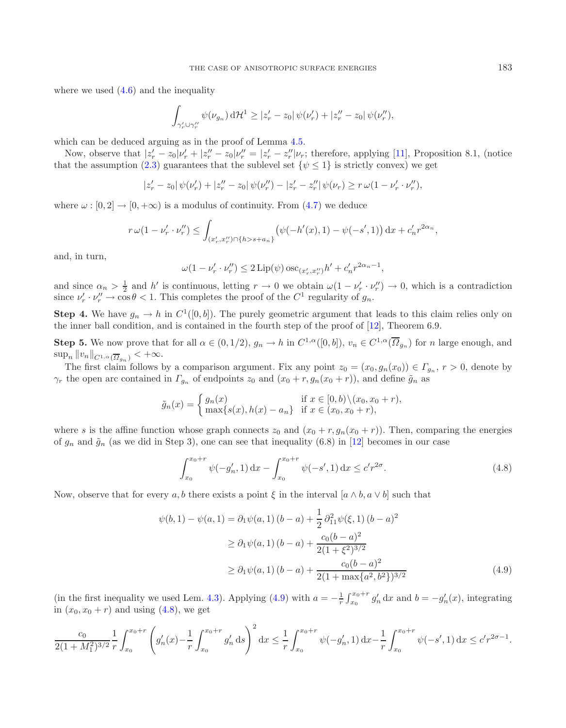where we used (4.6) and the inequality

$$\int_{\gamma_r' \cup \gamma_r''} \psi(\nu_{g_n})\, \mathrm{d}\mathcal{H}^1 \geq |z_r' - z_0|\, \psi(\nu_r') + |z_r'' - z_0|\, \psi(\nu_r''),$$

which can be deduced arguing as in the proof of Lemma 4.5.

Now, observe that $|z_r' - z_0|\nu_r' + |z_r'' - z_0|\nu_r'' = |z_r' - z_r''|\nu_r$; therefore, applying [11], Proposition 8.1, (notice that the assumption (2.3) guarantees that the sublevel set $\{\psi \leq 1\}$ is strictly convex) we get

$$|z_r' - z_0|\, \psi(\nu_r') + |z_r'' - z_0|\, \psi(\nu_r'') - |z_r' - z_r''|\, \psi(\nu_r) \geq r\, \omega(1 - \nu_r' \cdot \nu_r''),$$

where $\omega : [0, 2] \to [0, +\infty)$ is a modulus of continuity. From (4.7) we deduce

$$r\, \omega(1 - \nu_r' \cdot \nu_r'') \leq \int_{(x_r', x_r'') \cap \{h > s + a_n\}} \big(\psi(-h'(x), 1) - \psi(-s', 1)\big)\, \mathrm{d}x + c_n' r^{2\alpha_n},$$

and, in turn,

$$\omega(1 - \nu_r' \cdot \nu_r'') \leq 2\, \mathrm{Lip}(\psi)\, \mathrm{osc}_{(x_r', x_r'')} h' + c_n' r^{2\alpha_n - 1},$$

and since $\alpha_n > \frac{1}{2}$ and $h'$ is continuous, letting $r \to 0$ we obtain $\omega(1 - \nu_r' \cdot \nu_r'') \to 0$, which is a contradiction since $\nu_r' \cdot \nu_r'' \to \cos\theta < 1$. This completes the proof of the $C^1$ regularity of $g_n$.

**Step 4.** We have $g_n \to h$ in $C^1([0, b])$. The purely geometric argument that leads to this claim relies only on the inner ball condition, and is contained in the fourth step of the proof of [12], Theorem 6.9.

**Step 5.** We now prove that for all $\alpha \in (0, 1/2)$, $g_n \to h$ in $C^{1,\alpha}([0, b])$, $v_n \in C^{1,\alpha}(\overline{\Omega}_{g_n})$ for $n$ large enough, and $\sup_n \|v_n\|_{C^{1,\alpha}(\overline{\Omega}_{g_n})} < +\infty$.

The first claim follows by a comparison argument. Fix any point $z_0 = (x_0, g_n(x_0)) \in \Gamma_{g_n}$, $r > 0$, denote by $\gamma_r$ the open arc contained in $\Gamma_{g_n}$ of endpoints $z_0$ and $(x_0 + r, g_n(x_0 + r))$, and define $\tilde{g}_n$ as

$$\tilde{g}_n(x) = \begin{cases} g_n(x) & \text{if } x \in [0, b) \setminus (x_0, x_0 + r), \\ \max\{s(x), h(x) - a_n\} & \text{if } x \in (x_0, x_0 + r), \end{cases}$$

where $s$ is the affine function whose graph connects $z_0$ and $(x_0 + r, g_n(x_0 + r))$. Then, comparing the energies of $g_n$ and $\tilde{g}_n$ (as we did in Step 3), one can see that inequality (6.8) in [12] becomes in our case

$$\int_{x_0}^{x_0 + r} \psi(-g_n', 1)\, \mathrm{d}x - \int_{x_0}^{x_0 + r} \psi(-s', 1)\, \mathrm{d}x \leq c' r^{2\sigma}. \tag{4.8}$$

Now, observe that for every $a, b$ there exists a point $\xi$ in the interval $[a \wedge b, a \vee b]$ such that

$$\begin{aligned} \psi(b, 1) - \psi(a, 1) &= \partial_1 \psi(a, 1)\, (b - a) + \frac{1}{2}\, \partial_{11}^2 \psi(\xi, 1)\, (b - a)^2 \\ &\geq \partial_1 \psi(a, 1)\, (b - a) + \frac{c_0 (b - a)^2}{2(1 + \xi^2)^{3/2}} \\ &\geq \partial_1 \psi(a, 1)\, (b - a) + \frac{c_0 (b - a)^2}{2(1 + \max\{a^2, b^2\})^{3/2}} \end{aligned} \tag{4.9}$$

(in the first inequality we used Lem. 4.3). Applying (4.9) with $a = -\frac{1}{r}\int_{x_0}^{x_0 + r} g_n'\, \mathrm{d}x$ and $b = -g_n'(x)$, integrating in $(x_0, x_0 + r)$ and using (4.8), we get

$$\frac{c_0}{2(1 + M_1^2)^{3/2}} \frac{1}{r} \int_{x_0}^{x_0 + r} \left( g_n'(x) - \frac{1}{r} \int_{x_0}^{x_0 + r} g_n'\, \mathrm{d}s \right)^2 \mathrm{d}x \leq \frac{1}{r} \int_{x_0}^{x_0 + r} \psi(-g_n', 1)\, \mathrm{d}x - \frac{1}{r} \int_{x_0}^{x_0 + r} \psi(-s', 1)\, \mathrm{d}x \leq c' r^{2\sigma - 1}.$$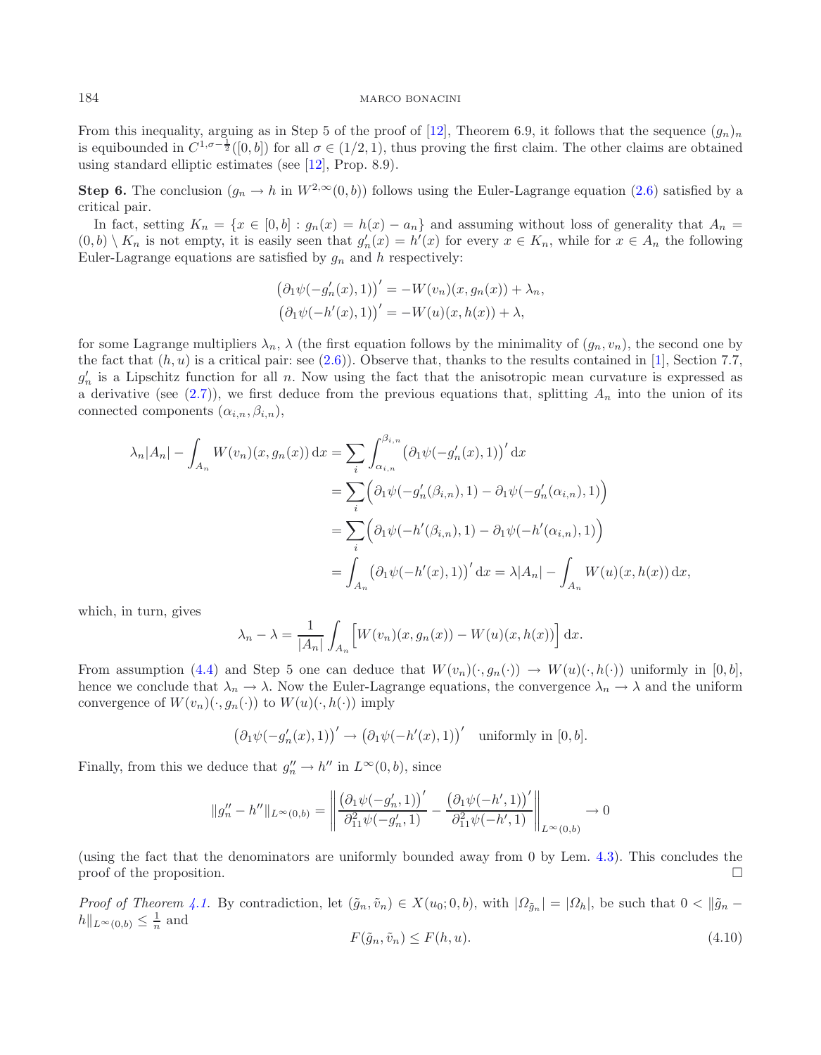From this inequality, arguing as in Step 5 of the proof of [12], Theorem 6.9, it follows that the sequence $(g_n)_n$ is equibounded in $C^{1,\sigma-\frac{1}{2}}([0,b])$ for all $\sigma \in (1/2, 1)$, thus proving the first claim. The other claims are obtained using standard elliptic estimates (see [12], Prop. 8.9).

**Step 6.** The conclusion ($g_n \to h$ in $W^{2,\infty}(0,b)$) follows using the Euler-Lagrange equation (2.6) satisfied by a critical pair.

In fact, setting $K_n = \{x \in [0,b] : g_n(x) = h(x) - a_n\}$ and assuming without loss of generality that $A_n = (0,b) \setminus K_n$ is not empty, it is easily seen that $g_n'(x) = h'(x)$ for every $x \in K_n$, while for $x \in A_n$ the following Euler-Lagrange equations are satisfied by $g_n$ and $h$ respectively:

$$\big(\partial_1 \psi(-g_n'(x), 1)\big)' = -W(v_n)(x, g_n(x)) + \lambda_n,$$
$$\big(\partial_1 \psi(-h'(x), 1)\big)' = -W(u)(x, h(x)) + \lambda,$$

for some Lagrange multipliers $\lambda_n$, $\lambda$ (the first equation follows by the minimality of $(g_n, v_n)$, the second one by the fact that $(h,u)$ is a critical pair: see (2.6)). Observe that, thanks to the results contained in [1], Section 7.7, $g_n'$ is a Lipschitz function for all $n$. Now using the fact that the anisotropic mean curvature is expressed as a derivative (see (2.7)), we first deduce from the previous equations that, splitting $A_n$ into the union of its connected components $(\alpha_{i,n}, \beta_{i,n})$,

$$\begin{aligned}
\lambda_n |A_n| - \int_{A_n} W(v_n)(x, g_n(x))\,\mathrm{d}x &= \sum_i \int_{\alpha_{i,n}}^{\beta_{i,n}} \big(\partial_1 \psi(-g_n'(x), 1)\big)'\,\mathrm{d}x \\
&= \sum_i \Big(\partial_1 \psi(-g_n'(\beta_{i,n}), 1) - \partial_1 \psi(-g_n'(\alpha_{i,n}), 1)\Big) \\
&= \sum_i \Big(\partial_1 \psi(-h'(\beta_{i,n}), 1) - \partial_1 \psi(-h'(\alpha_{i,n}), 1)\Big) \\
&= \int_{A_n} \big(\partial_1 \psi(-h'(x), 1)\big)'\,\mathrm{d}x = \lambda |A_n| - \int_{A_n} W(u)(x, h(x))\,\mathrm{d}x,
\end{aligned}$$

which, in turn, gives

$$\lambda_n - \lambda = \frac{1}{|A_n|} \int_{A_n} \Big[W(v_n)(x, g_n(x)) - W(u)(x, h(x))\Big]\,\mathrm{d}x.$$

From assumption (4.4) and Step 5 one can deduce that $W(v_n)(\cdot, g_n(\cdot)) \to W(u)(\cdot, h(\cdot))$ uniformly in $[0,b]$, hence we conclude that $\lambda_n \to \lambda$. Now the Euler-Lagrange equations, the convergence $\lambda_n \to \lambda$ and the uniform convergence of $W(v_n)(\cdot, g_n(\cdot))$ to $W(u)(\cdot, h(\cdot))$ imply

$$\big(\partial_1 \psi(-g_n'(x), 1)\big)' \to \big(\partial_1 \psi(-h'(x), 1)\big)' \quad \text{uniformly in } [0,b].$$

Finally, from this we deduce that $g_n'' \to h''$ in $L^\infty(0,b)$, since

$$\|g_n'' - h''\|_{L^\infty(0,b)} = \left\| \frac{\big(\partial_1 \psi(-g_n', 1)\big)'}{\partial_{11}^2 \psi(-g_n', 1)} - \frac{\big(\partial_1 \psi(-h', 1)\big)'}{\partial_{11}^2 \psi(-h', 1)} \right\|_{L^\infty(0,b)} \to 0$$

(using the fact that the denominators are uniformly bounded away from 0 by Lem. 4.3). This concludes the proof of the proposition. $\square$

*Proof of Theorem 4.1.* By contradiction, let $(\tilde{g}_n, \tilde{v}_n) \in X(u_0; 0, b)$, with $|\Omega_{\tilde{g}_n}| = |\Omega_h|$, be such that $0 < \|\tilde{g}_n - h\|_{L^\infty(0,b)} \leq \frac{1}{n}$ and

$$F(\tilde{g}_n, \tilde{v}_n) \leq F(h, u). \tag{4.10}$$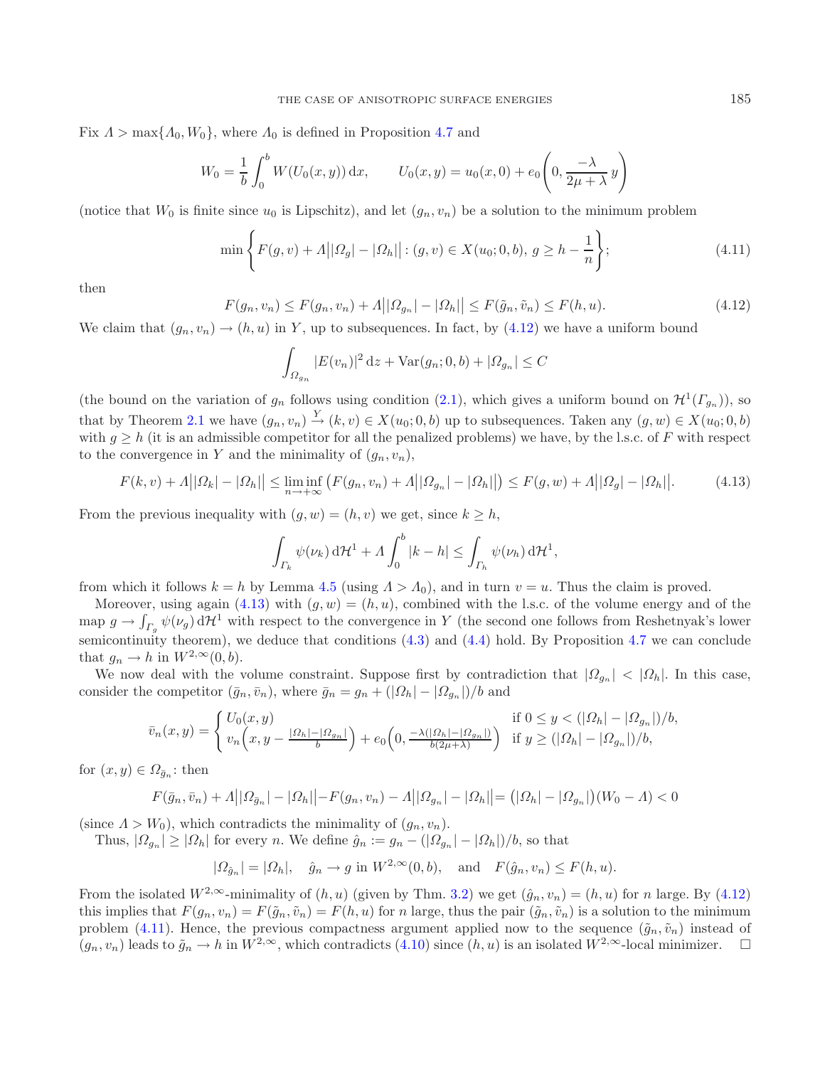Fix $\Lambda > \max\{\Lambda_0, W_0\}$, where $\Lambda_0$ is defined in Proposition 4.7 and

$$W_0 = \frac{1}{b}\int_0^b W(U_0(x,y))\,\mathrm{d}x, \qquad U_0(x,y) = u_0(x,0) + e_0\left(0, \frac{-\lambda}{2\mu+\lambda}\,y\right)$$

(notice that $W_0$ is finite since $u_0$ is Lipschitz), and let $(g_n, v_n)$ be a solution to the minimum problem

$$\min\left\{F(g,v) + \Lambda\big||\Omega_g| - |\Omega_h|\big| : (g,v)\in X(u_0;0,b),\ g\geq h - \frac{1}{n}\right\}; \tag{4.11}$$

then

$$F(g_n,v_n) \leq F(g_n,v_n) + \Lambda\big||\Omega_{g_n}| - |\Omega_h|\big| \leq F(\tilde{g}_n,\tilde{v}_n) \leq F(h,u). \tag{4.12}$$

We claim that $(g_n,v_n)\to(h,u)$ in $Y$, up to subsequences. In fact, by (4.12) we have a uniform bound

$$\int_{\Omega_{g_n}} |E(v_n)|^2\,\mathrm{d}z + \mathrm{Var}(g_n;0,b) + |\Omega_{g_n}| \leq C$$

(the bound on the variation of $g_n$ follows using condition (2.1), which gives a uniform bound on $\mathcal{H}^1(\Gamma_{g_n})$), so that by Theorem 2.1 we have $(g_n,v_n)\xrightarrow{Y}(k,v)\in X(u_0;0,b)$ up to subsequences. Taken any $(g,w)\in X(u_0;0,b)$ with $g\geq h$ (it is an admissible competitor for all the penalized problems) we have, by the l.s.c. of $F$ with respect to the convergence in $Y$ and the minimality of $(g_n,v_n)$,

$$F(k,v) + \Lambda\big||\Omega_k| - |\Omega_h|\big| \leq \liminf_{n\to+\infty}\big(F(g_n,v_n) + \Lambda\big||\Omega_{g_n}| - |\Omega_h|\big|\big) \leq F(g,w) + \Lambda\big||\Omega_g| - |\Omega_h|\big|. \tag{4.13}$$

From the previous inequality with $(g,w)=(h,v)$ we get, since $k\geq h$,

$$\int_{\Gamma_k}\psi(\nu_k)\,\mathrm{d}\mathcal{H}^1 + \Lambda\int_0^b |k-h| \leq \int_{\Gamma_h}\psi(\nu_h)\,\mathrm{d}\mathcal{H}^1,$$

from which it follows $k=h$ by Lemma 4.5 (using $\Lambda>\Lambda_0$), and in turn $v=u$. Thus the claim is proved.

Moreover, using again (4.13) with $(g,w)=(h,u)$, combined with the l.s.c. of the volume energy and of the map $g\to\int_{\Gamma_g}\psi(\nu_g)\,\mathrm{d}\mathcal{H}^1$ with respect to the convergence in $Y$ (the second one follows from Reshetnyak's lower semicontinuity theorem), we deduce that conditions (4.3) and (4.4) hold. By Proposition 4.7 we can conclude that $g_n\to h$ in $W^{2,\infty}(0,b)$.

We now deal with the volume constraint. Suppose first by contradiction that $|\Omega_{g_n}| < |\Omega_h|$. In this case, consider the competitor $(\bar{g}_n,\bar{v}_n)$, where $\bar{g}_n = g_n + (|\Omega_h| - |\Omega_{g_n}|)/b$ and

$$\bar{v}_n(x,y) = \begin{cases} U_0(x,y) & \text{if } 0\leq y < (|\Omega_h| - |\Omega_{g_n}|)/b, \\ v_n\Big(x, y - \frac{|\Omega_h| - |\Omega_{g_n}|}{b}\Big) + e_0\Big(0, \frac{-\lambda(|\Omega_h| - |\Omega_{g_n}|)}{b(2\mu+\lambda)}\Big) & \text{if } y\geq (|\Omega_h| - |\Omega_{g_n}|)/b, \end{cases}$$

for $(x,y)\in\Omega_{\bar{g}_n}$: then

$$F(\bar{g}_n,\bar{v}_n) + \Lambda\big||\Omega_{\bar{g}_n}| - |\Omega_h|\big| - F(g_n,v_n) - \Lambda\big||\Omega_{g_n}| - |\Omega_h|\big| = \big(|\Omega_h| - |\Omega_{g_n}|\big)(W_0 - \Lambda) < 0$$

(since $\Lambda > W_0$), which contradicts the minimality of $(g_n,v_n)$.

Thus, $|\Omega_{g_n}|\geq|\Omega_h|$ for every $n$. We define $\hat{g}_n := g_n - (|\Omega_{g_n}| - |\Omega_h|)/b$, so that

$$|\Omega_{\hat{g}_n}| = |\Omega_h|, \quad \hat{g}_n\to g \text{ in } W^{2,\infty}(0,b), \quad\text{and}\quad F(\hat{g}_n,v_n)\leq F(h,u).$$

From the isolated $W^{2,\infty}$-minimality of $(h,u)$ (given by Thm. 3.2) we get $(\hat{g}_n,v_n)=(h,u)$ for $n$ large. By (4.12) this implies that $F(g_n,v_n) = F(\tilde{g}_n,\tilde{v}_n) = F(h,u)$ for $n$ large, thus the pair $(\tilde{g}_n,\tilde{v}_n)$ is a solution to the minimum problem (4.11). Hence, the previous compactness argument applied now to the sequence $(\tilde{g}_n,\tilde{v}_n)$ instead of $(g_n,v_n)$ leads to $\tilde{g}_n\to h$ in $W^{2,\infty}$, which contradicts (4.10) since $(h,u)$ is an isolated $W^{2,\infty}$-local minimizer. $\square$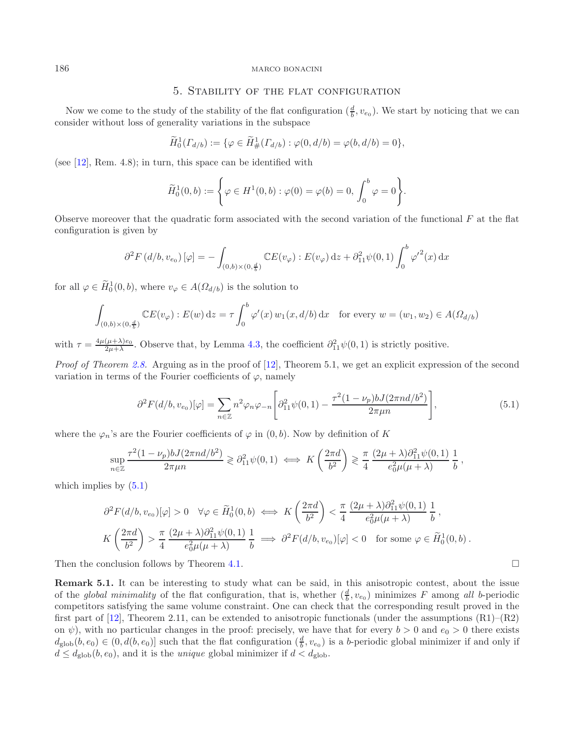## 5. Stability of the flat configuration

Now we come to the study of the stability of the flat configuration $(\frac{d}{b}, v_{e_0})$. We start by noticing that we can consider without loss of generality variations in the subspace

$$\widetilde{H}^1_0(\Gamma_{d/b}) := \{\varphi \in \widetilde{H}^1_\#(\Gamma_{d/b}) : \varphi(0, d/b) = \varphi(b, d/b) = 0\},$$

(see [12], Rem. 4.8); in turn, this space can be identified with

$$\widetilde{H}^1_0(0,b) := \left\{ \varphi \in H^1(0,b) : \varphi(0) = \varphi(b) = 0, \int_0^b \varphi = 0 \right\}.$$

Observe moreover that the quadratic form associated with the second variation of the functional $F$ at the flat configuration is given by

$$\partial^2 F\left(d/b, v_{e_0}\right)[\varphi] = -\int_{(0,b)\times(0,\frac{d}{b})} \mathbb{C}E(v_\varphi) : E(v_\varphi)\,\mathrm{d}z + \partial^2_{11}\psi(0,1)\int_0^b {\varphi'}^2(x)\,\mathrm{d}x$$

for all $\varphi \in \widetilde{H}^1_0(0,b)$, where $v_\varphi \in A(\Omega_{d/b})$ is the solution to

$$\int_{(0,b)\times(0,\frac{d}{b})} \mathbb{C}E(v_\varphi) : E(w)\,\mathrm{d}z = \tau \int_0^b \varphi'(x)\, w_1(x, d/b)\,\mathrm{d}x \quad \text{for every } w = (w_1, w_2) \in A(\Omega_{d/b})$$

with $\tau = \frac{4\mu(\mu+\lambda)e_0}{2\mu+\lambda}$. Observe that, by Lemma 4.3, the coefficient $\partial^2_{11}\psi(0,1)$ is strictly positive.

*Proof of Theorem 2.8.* Arguing as in the proof of [12], Theorem 5.1, we get an explicit expression of the second variation in terms of the Fourier coefficients of $\varphi$, namely

$$\partial^2 F(d/b, v_{e_0})[\varphi] = \sum_{n\in\mathbb{Z}} n^2 \varphi_n \varphi_{-n} \left[ \partial^2_{11}\psi(0,1) - \frac{\tau^2(1-\nu_p)bJ(2\pi nd/b^2)}{2\pi\mu n} \right], \tag{5.1}$$

where the $\varphi_n$'s are the Fourier coefficients of $\varphi$ in $(0,b)$. Now by definition of $K$

$$\sup_{n\in\mathbb{Z}} \frac{\tau^2(1-\nu_p)bJ(2\pi nd/b^2)}{2\pi\mu n} \gtrless \partial^2_{11}\psi(0,1) \iff K\left(\frac{2\pi d}{b^2}\right) \gtrless \frac{\pi}{4}\, \frac{(2\mu+\lambda)\partial^2_{11}\psi(0,1)}{e_0^2\mu(\mu+\lambda)}\, \frac{1}{b}\,,$$

which implies by (5.1)

$$\partial^2 F(d/b, v_{e_0})[\varphi] > 0 \quad \forall \varphi \in \widetilde{H}^1_0(0,b) \iff K\left(\frac{2\pi d}{b^2}\right) < \frac{\pi}{4}\, \frac{(2\mu+\lambda)\partial^2_{11}\psi(0,1)}{e_0^2\mu(\mu+\lambda)}\, \frac{1}{b}\,,$$

$$K\left(\frac{2\pi d}{b^2}\right) > \frac{\pi}{4}\, \frac{(2\mu+\lambda)\partial^2_{11}\psi(0,1)}{e_0^2\mu(\mu+\lambda)}\, \frac{1}{b} \implies \partial^2 F(d/b, v_{e_0})[\varphi] < 0 \quad \text{for some } \varphi \in \widetilde{H}^1_0(0,b)\,.$$

Then the conclusion follows by Theorem 4.1. $\square$

**Remark 5.1.** It can be interesting to study what can be said, in this anisotropic contest, about the issue of the *global minimality* of the flat configuration, that is, whether $(\frac{d}{b}, v_{e_0})$ minimizes $F$ among *all* $b$-periodic competitors satisfying the same volume constraint. One can check that the corresponding result proved in the first part of [12], Theorem 2.11, can be extended to anisotropic functionals (under the assumptions (R1)–(R2) on $\psi$), with no particular changes in the proof: precisely, we have that for every $b > 0$ and $e_0 > 0$ there exists $d_{\mathrm{glob}}(b, e_0) \in (0, d(b, e_0)]$ such that the flat configuration $(\frac{d}{b}, v_{e_0})$ is a $b$-periodic global minimizer if and only if $d \le d_{\mathrm{glob}}(b, e_0)$, and it is the *unique* global minimizer if $d < d_{\mathrm{glob}}$.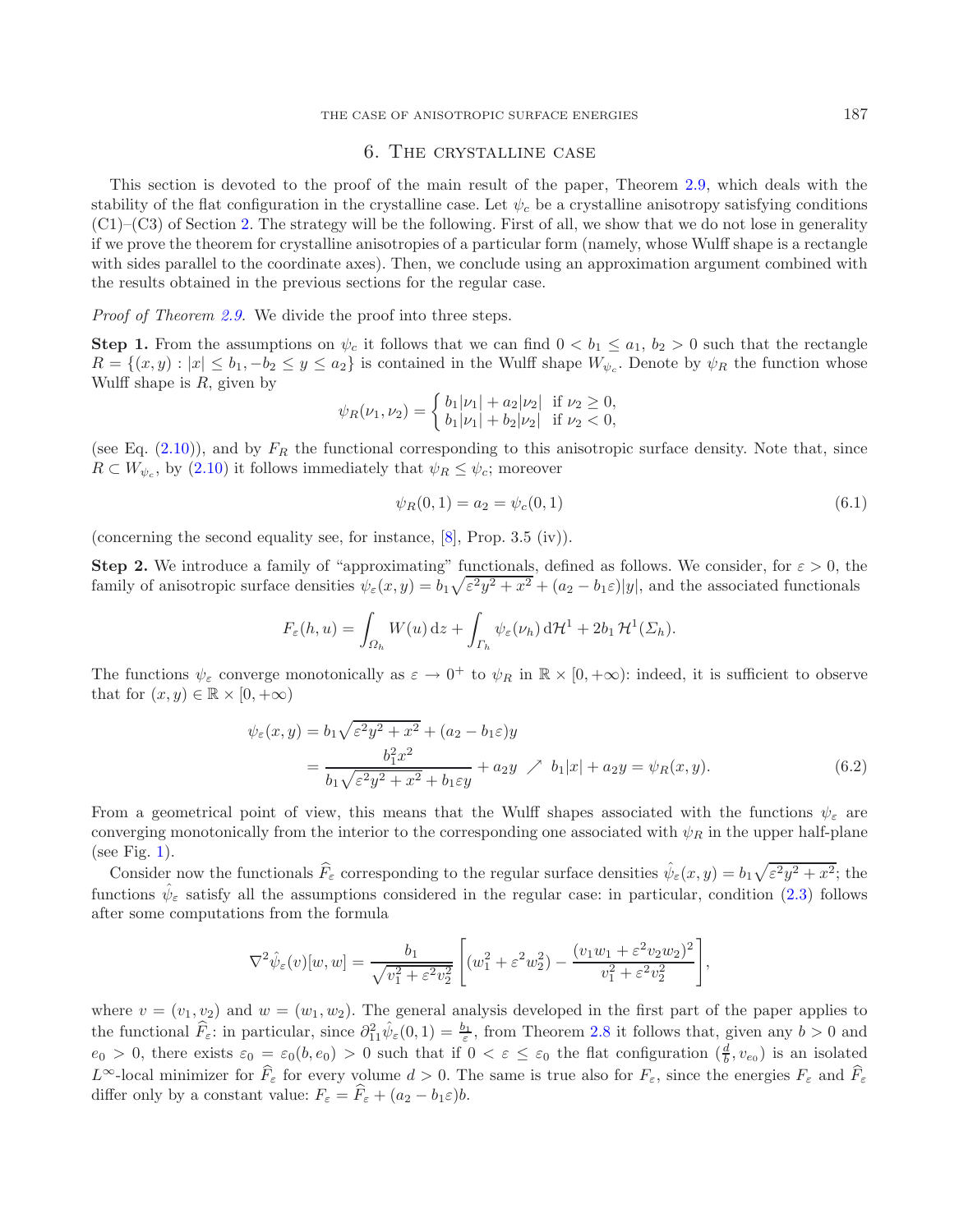## 6. The crystalline case

This section is devoted to the proof of the main result of the paper, Theorem 2.9, which deals with the stability of the flat configuration in the crystalline case. Let $\psi_c$ be a crystalline anisotropy satisfying conditions (C1)–(C3) of Section 2. The strategy will be the following. First of all, we show that we do not lose in generality if we prove the theorem for crystalline anisotropies of a particular form (namely, whose Wulff shape is a rectangle with sides parallel to the coordinate axes). Then, we conclude using an approximation argument combined with the results obtained in the previous sections for the regular case.

*Proof of Theorem 2.9.* We divide the proof into three steps.

**Step 1.** From the assumptions on $\psi_c$ it follows that we can find $0 < b_1 \leq a_1$, $b_2 > 0$ such that the rectangle $R = \{(x, y) : |x| \leq b_1, -b_2 \leq y \leq a_2\}$ is contained in the Wulff shape $W_{\psi_c}$. Denote by $\psi_R$ the function whose Wulff shape is $R$, given by

$$\psi_R(\nu_1, \nu_2) = \begin{cases} b_1|\nu_1| + a_2|\nu_2| & \text{if } \nu_2 \geq 0, \\ b_1|\nu_1| + b_2|\nu_2| & \text{if } \nu_2 < 0, \end{cases}$$

(see Eq. (2.10)), and by $F_R$ the functional corresponding to this anisotropic surface density. Note that, since $R \subset W_{\psi_c}$, by (2.10) it follows immediately that $\psi_R \leq \psi_c$; moreover

$$\psi_R(0, 1) = a_2 = \psi_c(0, 1) \tag{6.1}$$

(concerning the second equality see, for instance, [8], Prop. 3.5 (iv)).

**Step 2.** We introduce a family of "approximating" functionals, defined as follows. We consider, for $\varepsilon > 0$, the family of anisotropic surface densities $\psi_\varepsilon(x, y) = b_1\sqrt{\varepsilon^2 y^2 + x^2} + (a_2 - b_1\varepsilon)|y|$, and the associated functionals

$$F_\varepsilon(h, u) = \int_{\Omega_h} W(u)\,\mathrm{d}z + \int_{\Gamma_h} \psi_\varepsilon(\nu_h)\,\mathrm{d}\mathcal{H}^1 + 2b_1\,\mathcal{H}^1(\Sigma_h).$$

The functions $\psi_\varepsilon$ converge monotonically as $\varepsilon \to 0^+$ to $\psi_R$ in $\mathbb{R} \times [0, +\infty)$: indeed, it is sufficient to observe that for $(x, y) \in \mathbb{R} \times [0, +\infty)$

$$\begin{aligned} \psi_\varepsilon(x, y) &= b_1\sqrt{\varepsilon^2 y^2 + x^2} + (a_2 - b_1\varepsilon)y \\ &= \frac{b_1^2 x^2}{b_1\sqrt{\varepsilon^2 y^2 + x^2} + b_1\varepsilon y} + a_2 y \ \nearrow\ b_1|x| + a_2 y = \psi_R(x, y). \end{aligned} \tag{6.2}$$

From a geometrical point of view, this means that the Wulff shapes associated with the functions $\psi_\varepsilon$ are converging monotonically from the interior to the corresponding one associated with $\psi_R$ in the upper half-plane (see Fig. 1).

Consider now the functionals $\widehat{F}_\varepsilon$ corresponding to the regular surface densities $\hat{\psi}_\varepsilon(x, y) = b_1\sqrt{\varepsilon^2 y^2 + x^2}$; the functions $\hat{\psi}_\varepsilon$ satisfy all the assumptions considered in the regular case: in particular, condition (2.3) follows after some computations from the formula

$$\nabla^2\hat{\psi}_\varepsilon(v)[w, w] = \frac{b_1}{\sqrt{v_1^2 + \varepsilon^2 v_2^2}}\left[(w_1^2 + \varepsilon^2 w_2^2) - \frac{(v_1 w_1 + \varepsilon^2 v_2 w_2)^2}{v_1^2 + \varepsilon^2 v_2^2}\right],$$

where $v = (v_1, v_2)$ and $w = (w_1, w_2)$. The general analysis developed in the first part of the paper applies to the functional $\widehat{F}_\varepsilon$: in particular, since $\partial_{11}^2\hat{\psi}_\varepsilon(0, 1) = \frac{b_1}{\varepsilon}$, from Theorem 2.8 it follows that, given any $b > 0$ and $e_0 > 0$, there exists $\varepsilon_0 = \varepsilon_0(b, e_0) > 0$ such that if $0 < \varepsilon \leq \varepsilon_0$ the flat configuration $(\frac{d}{b}, v_{e_0})$ is an isolated $L^\infty$-local minimizer for $\widehat{F}_\varepsilon$ for every volume $d > 0$. The same is true also for $F_\varepsilon$, since the energies $F_\varepsilon$ and $\widehat{F}_\varepsilon$ differ only by a constant value: $F_\varepsilon = \widehat{F}_\varepsilon + (a_2 - b_1\varepsilon)b$.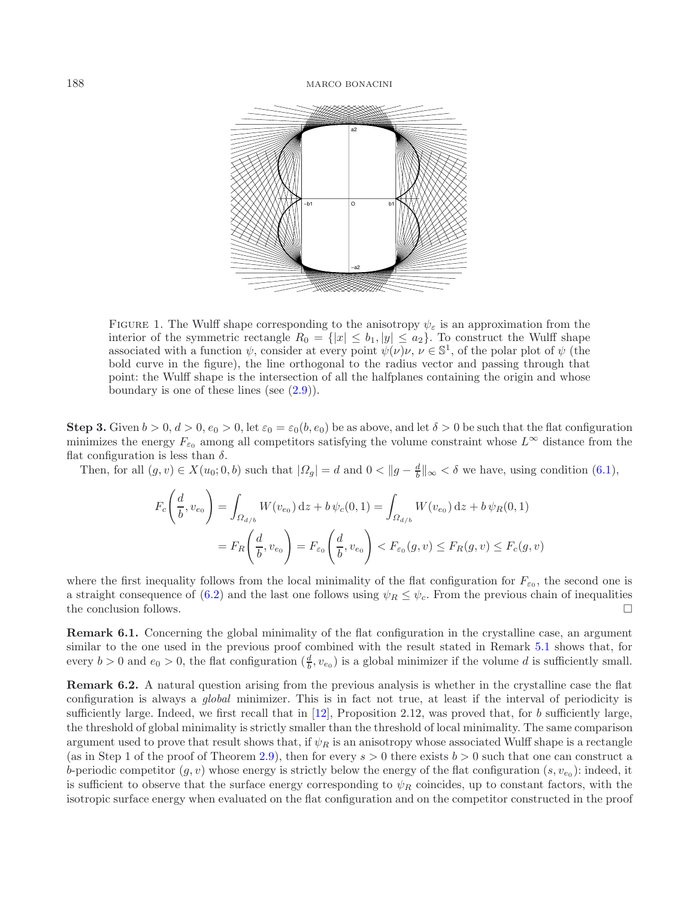FIGURE 1. The Wulff shape corresponding to the anisotropy $\psi_\varepsilon$ is an approximation from the interior of the symmetric rectangle $R_0 = \{|x| \le b_1, |y| \le a_2\}$. To construct the Wulff shape associated with a function $\psi$, consider at every point $\psi(\nu)\nu$, $\nu \in \mathbb{S}^1$, of the polar plot of $\psi$ (the bold curve in the figure), the line orthogonal to the radius vector and passing through that point: the Wulff shape is the intersection of all the halfplanes containing the origin and whose boundary is one of these lines (see (2.9)).

**Step 3.** Given $b > 0$, $d > 0$, $e_0 > 0$, let $\varepsilon_0 = \varepsilon_0(b, e_0)$ be as above, and let $\delta > 0$ be such that the flat configuration minimizes the energy $F_{\varepsilon_0}$ among all competitors satisfying the volume constraint whose $L^\infty$ distance from the flat configuration is less than $\delta$.

Then, for all $(g, v) \in X(u_0; 0, b)$ such that $|\Omega_g| = d$ and $0 < \|g - \frac{d}{b}\|_\infty < \delta$ we have, using condition (6.1),

$$
\begin{aligned}
F_c\left(\frac{d}{b}, v_{e_0}\right) &= \int_{\Omega_{d/b}} W(v_{e_0})\,\mathrm{d}z + b\,\psi_c(0,1) = \int_{\Omega_{d/b}} W(v_{e_0})\,\mathrm{d}z + b\,\psi_R(0,1) \\
&= F_R\left(\frac{d}{b}, v_{e_0}\right) = F_{\varepsilon_0}\left(\frac{d}{b}, v_{e_0}\right) < F_{\varepsilon_0}(g, v) \le F_R(g, v) \le F_c(g, v)
\end{aligned}
$$

where the first inequality follows from the local minimality of the flat configuration for $F_{\varepsilon_0}$, the second one is a straight consequence of (6.2) and the last one follows using $\psi_R \le \psi_c$. From the previous chain of inequalities the conclusion follows. $\square$

**Remark 6.1.** Concerning the global minimality of the flat configuration in the crystalline case, an argument similar to the one used in the previous proof combined with the result stated in Remark 5.1 shows that, for every $b > 0$ and $e_0 > 0$, the flat configuration $(\frac{d}{b}, v_{e_0})$ is a global minimizer if the volume $d$ is sufficiently small.

**Remark 6.2.** A natural question arising from the previous analysis is whether in the crystalline case the flat configuration is always a *global* minimizer. This is in fact not true, at least if the interval of periodicity is sufficiently large. Indeed, we first recall that in [12], Proposition 2.12, was proved that, for $b$ sufficiently large, the threshold of global minimality is strictly smaller than the threshold of local minimality. The same comparison argument used to prove that result shows that, if $\psi_R$ is an anisotropy whose associated Wulff shape is a rectangle (as in Step 1 of the proof of Theorem 2.9), then for every $s > 0$ there exists $b > 0$ such that one can construct a $b$-periodic competitor $(g, v)$ whose energy is strictly below the energy of the flat configuration $(s, v_{e_0})$: indeed, it is sufficient to observe that the surface energy corresponding to $\psi_R$ coincides, up to constant factors, with the isotropic surface energy when evaluated on the flat configuration and on the competitor constructed in the proof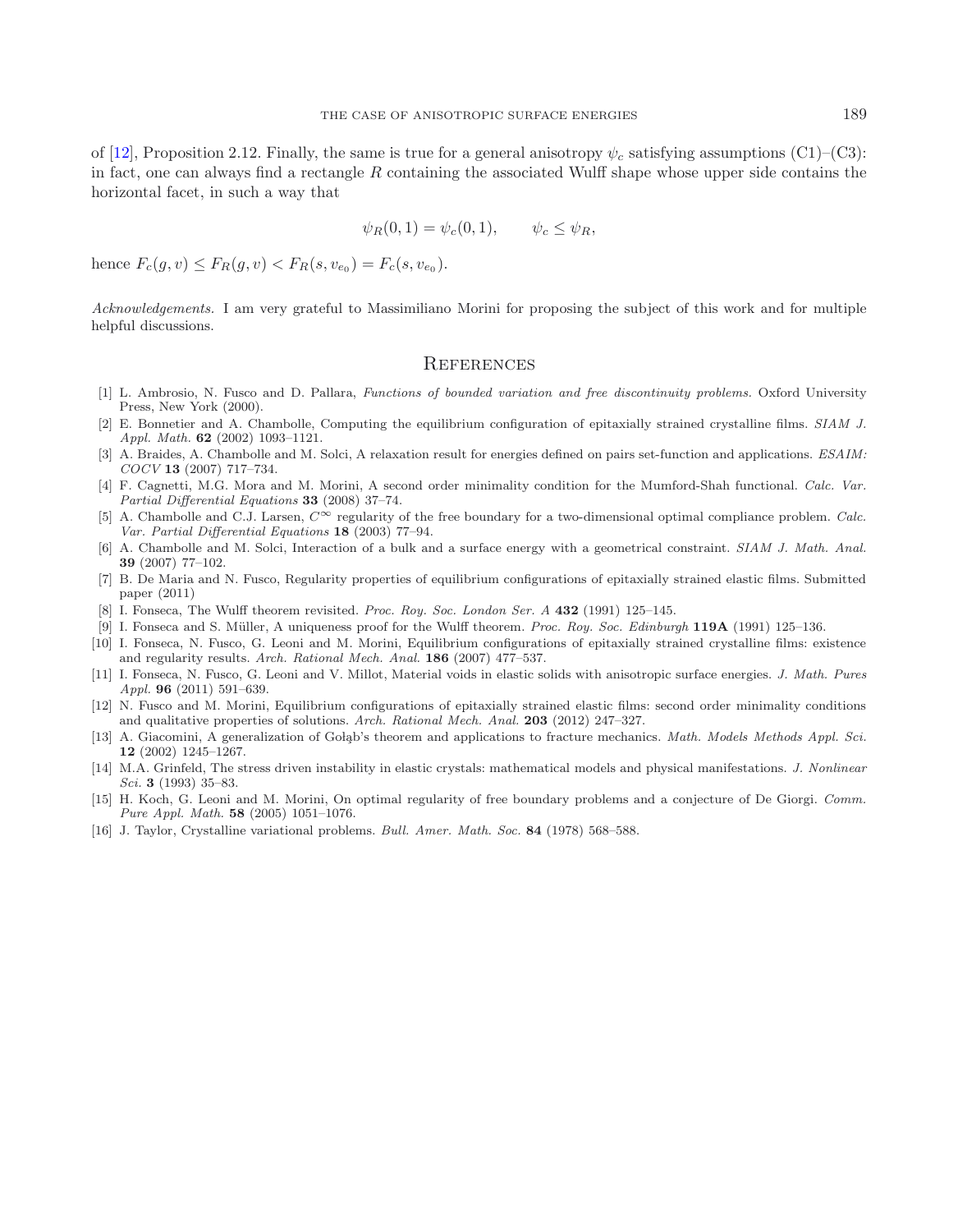of [12], Proposition 2.12. Finally, the same is true for a general anisotropy $\psi_c$ satisfying assumptions (C1)–(C3): in fact, one can always find a rectangle $R$ containing the associated Wulff shape whose upper side contains the horizontal facet, in such a way that

$$\psi_R(0,1) = \psi_c(0,1), \qquad \psi_c \leq \psi_R,$$

hence $F_c(g,v) \leq F_R(g,v) < F_R(s, v_{e_0}) = F_c(s, v_{e_0})$.

*Acknowledgements.* I am very grateful to Massimiliano Morini for proposing the subject of this work and for multiple helpful discussions.

## References

[1] L. Ambrosio, N. Fusco and D. Pallara, *Functions of bounded variation and free discontinuity problems.* Oxford University Press, New York (2000).

[2] E. Bonnetier and A. Chambolle, Computing the equilibrium configuration of epitaxially strained crystalline films. *SIAM J. Appl. Math.* **62** (2002) 1093–1121.

[3] A. Braides, A. Chambolle and M. Solci, A relaxation result for energies defined on pairs set-function and applications. *ESAIM: COCV* **13** (2007) 717–734.

[4] F. Cagnetti, M.G. Mora and M. Morini, A second order minimality condition for the Mumford-Shah functional. *Calc. Var. Partial Differential Equations* **33** (2008) 37–74.

[5] A. Chambolle and C.J. Larsen, $C^\infty$ regularity of the free boundary for a two-dimensional optimal compliance problem. *Calc. Var. Partial Differential Equations* **18** (2003) 77–94.

[6] A. Chambolle and M. Solci, Interaction of a bulk and a surface energy with a geometrical constraint. *SIAM J. Math. Anal.* **39** (2007) 77–102.

[7] B. De Maria and N. Fusco, Regularity properties of equilibrium configurations of epitaxially strained elastic films. Submitted paper (2011)

[8] I. Fonseca, The Wulff theorem revisited. *Proc. Roy. Soc. London Ser. A* **432** (1991) 125–145.

[9] I. Fonseca and S. Müller, A uniqueness proof for the Wulff theorem. *Proc. Roy. Soc. Edinburgh* **119A** (1991) 125–136.

[10] I. Fonseca, N. Fusco, G. Leoni and M. Morini, Equilibrium configurations of epitaxially strained crystalline films: existence and regularity results. *Arch. Rational Mech. Anal.* **186** (2007) 477–537.

[11] I. Fonseca, N. Fusco, G. Leoni and V. Millot, Material voids in elastic solids with anisotropic surface energies. *J. Math. Pures Appl.* **96** (2011) 591–639.

[12] N. Fusco and M. Morini, Equilibrium configurations of epitaxially strained elastic films: second order minimality conditions and qualitative properties of solutions. *Arch. Rational Mech. Anal.* **203** (2012) 247–327.

[13] A. Giacomini, A generalization of Gołąb's theorem and applications to fracture mechanics. *Math. Models Methods Appl. Sci.* **12** (2002) 1245–1267.

[14] M.A. Grinfeld, The stress driven instability in elastic crystals: mathematical models and physical manifestations. *J. Nonlinear Sci.* **3** (1993) 35–83.

[15] H. Koch, G. Leoni and M. Morini, On optimal regularity of free boundary problems and a conjecture of De Giorgi. *Comm. Pure Appl. Math.* **58** (2005) 1051–1076.

[16] J. Taylor, Crystalline variational problems. *Bull. Amer. Math. Soc.* **84** (1978) 568–588.